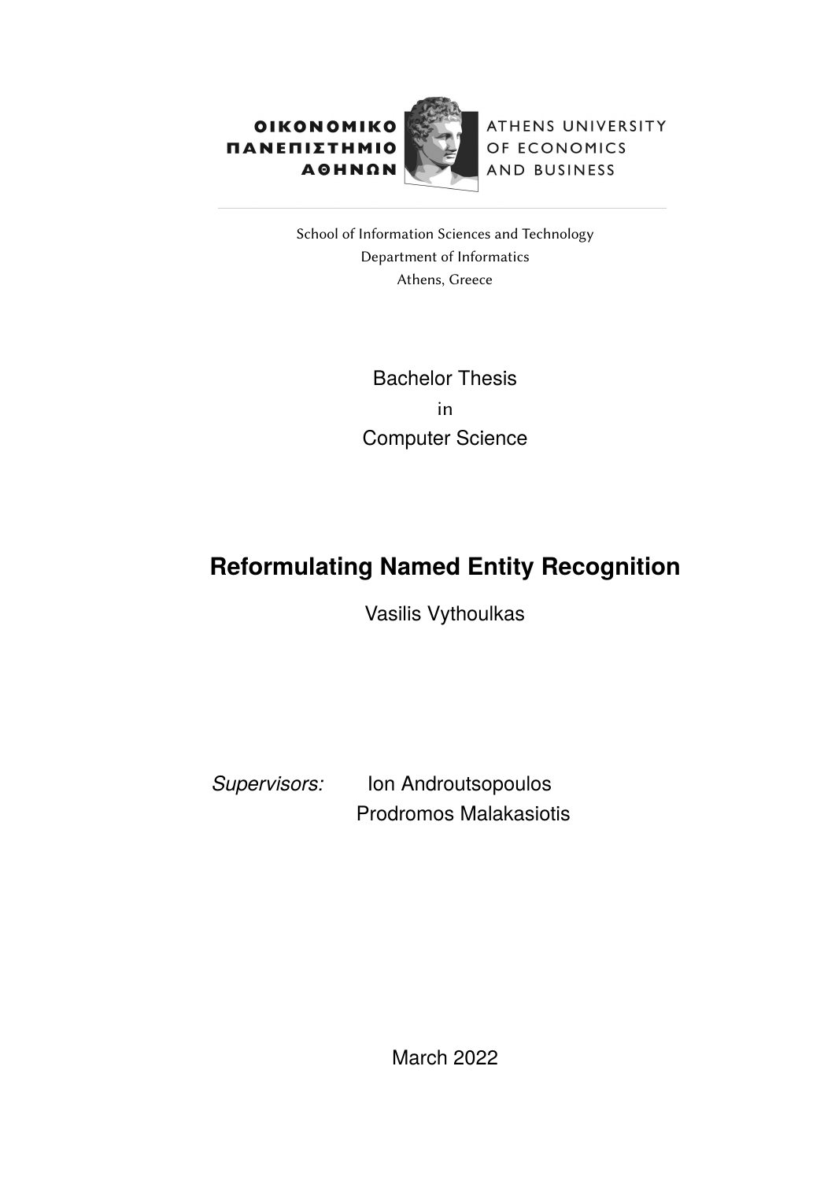ΟΙΚΟΝΟΜΙΚΟ ΠΑΝΕΠΙΣΤΗΜΙΟ ΑΘΗΝΩΝ

ATHENS UNIVERSITY OF ECONOMICS AND BUSINESS

School of Information Sciences and Technology
Department of Informatics
Athens, Greece

Bachelor Thesis
in
Computer Science

# Reformulating Named Entity Recognition

Vasilis Vythoulkas

*Supervisors:* Ion Androutsopoulos
Prodromos Malakasiotis

March 2022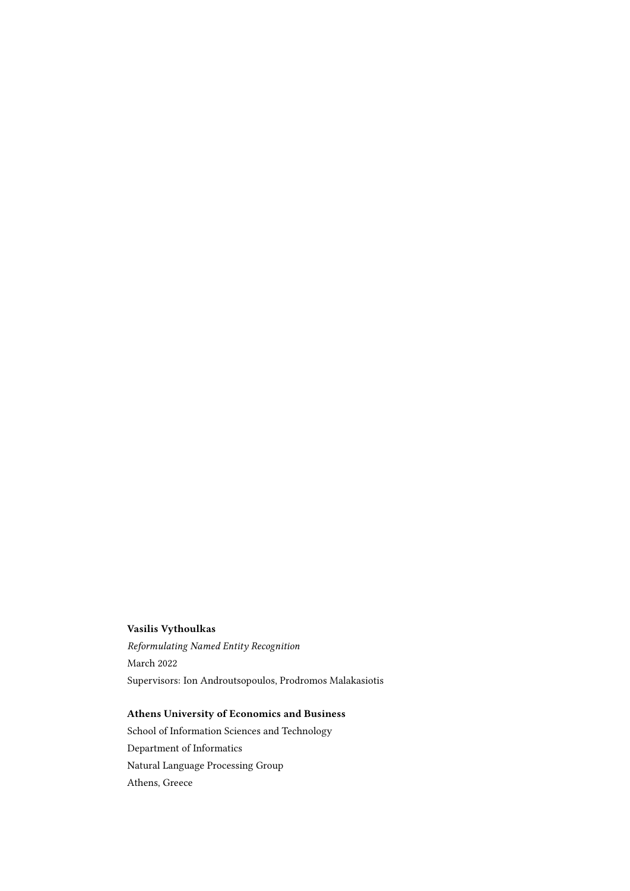**Vasilis Vythoulkas**

*Reformulating Named Entity Recognition*

March 2022

Supervisors: Ion Androutsopoulos, Prodromos Malakasiotis

**Athens University of Economics and Business**

School of Information Sciences and Technology

Department of Informatics

Natural Language Processing Group

Athens, Greece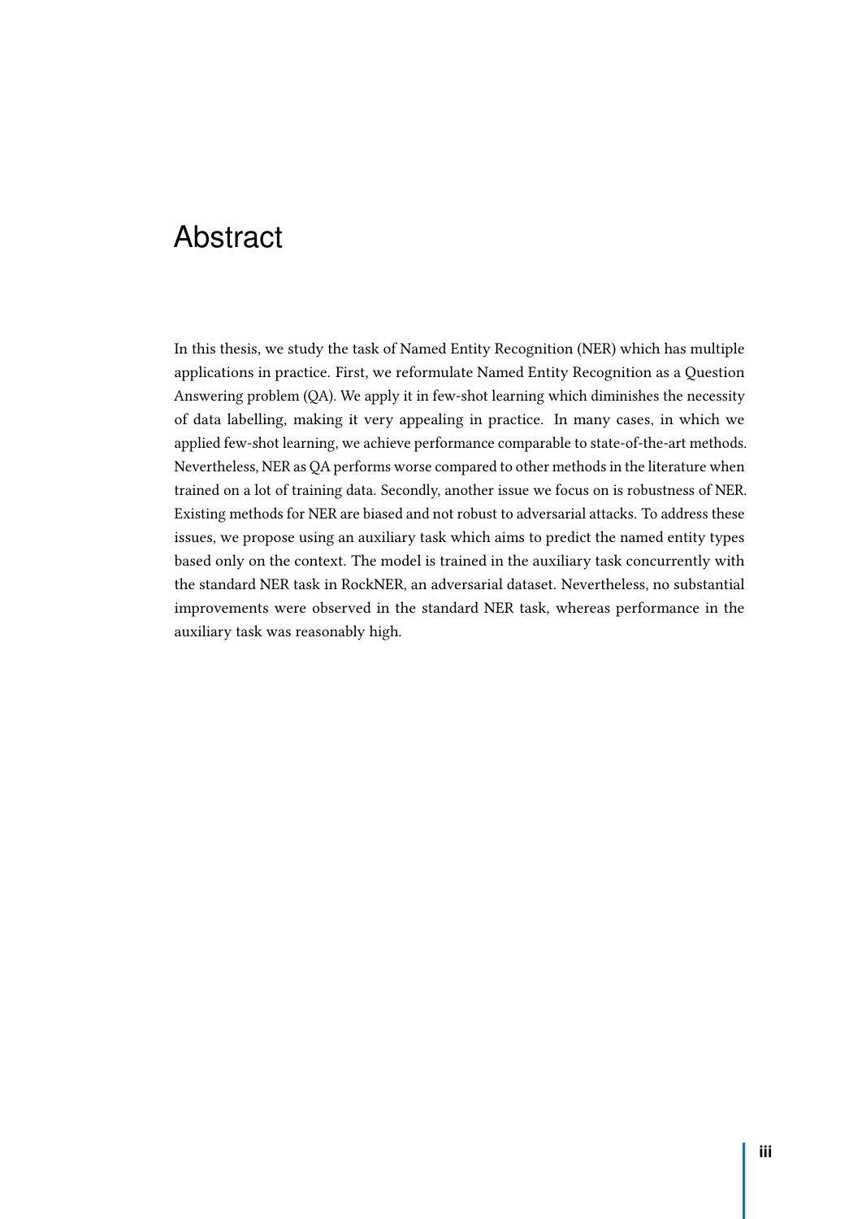# Abstract

In this thesis, we study the task of Named Entity Recognition (NER) which has multiple applications in practice. First, we reformulate Named Entity Recognition as a Question Answering problem (QA). We apply it in few-shot learning which diminishes the necessity of data labelling, making it very appealing in practice. In many cases, in which we applied few-shot learning, we achieve performance comparable to state-of-the-art methods. Nevertheless, NER as QA performs worse compared to other methods in the literature when trained on a lot of training data. Secondly, another issue we focus on is robustness of NER. Existing methods for NER are biased and not robust to adversarial attacks. To address these issues, we propose using an auxiliary task which aims to predict the named entity types based only on the context. The model is trained in the auxiliary task concurrently with the standard NER task in RockNER, an adversarial dataset. Nevertheless, no substantial improvements were observed in the standard NER task, whereas performance in the auxiliary task was reasonably high.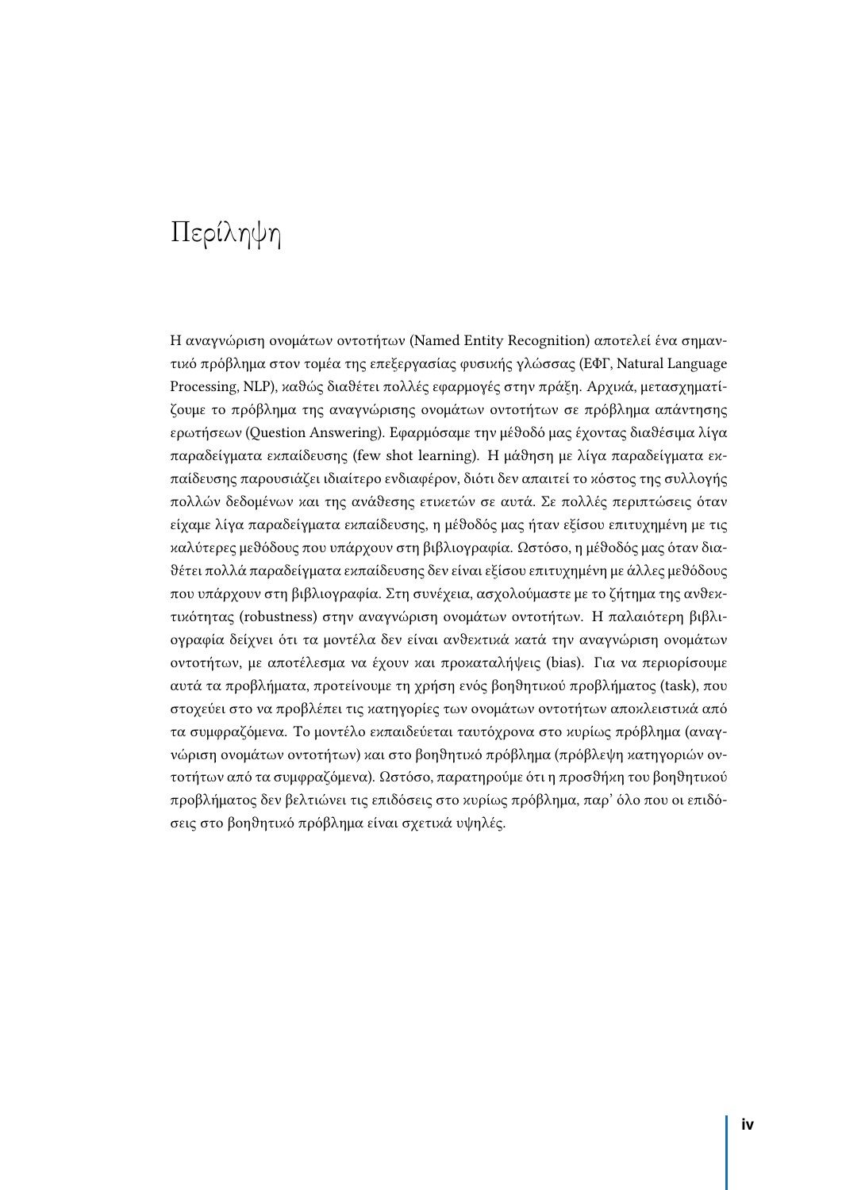# Περίληψη

Η αναγνώριση ονομάτων οντοτήτων (Named Entity Recognition) αποτελεί ένα σημαντικό πρόβλημα στον τομέα της επεξεργασίας φυσικής γλώσσας (ΕΦΓ, Natural Language Processing, NLP), καθώς διαθέτει πολλές εφαρμογές στην πράξη. Αρχικά, μετασχηματίζουμε το πρόβλημα της αναγνώρισης ονομάτων οντοτήτων σε πρόβλημα απάντησης ερωτήσεων (Question Answering). Εφαρμόσαμε την μέθοδό μας έχοντας διαθέσιμα λίγα παραδείγματα εκπαίδευσης (few shot learning). Η μάθηση με λίγα παραδείγματα εκπαίδευσης παρουσιάζει ιδιαίτερο ενδιαφέρον, διότι δεν απαιτεί το κόστος της συλλογής πολλών δεδομένων και της ανάθεσης ετικετών σε αυτά. Σε πολλές περιπτώσεις όταν είχαμε λίγα παραδείγματα εκπαίδευσης, η μέθοδός μας ήταν εξίσου επιτυχημένη με τις καλύτερες μεθόδους που υπάρχουν στη βιβλιογραφία. Ωστόσο, η μέθοδός μας όταν διαθέτει πολλά παραδείγματα εκπαίδευσης δεν είναι εξίσου επιτυχημένη με άλλες μεθόδους που υπάρχουν στη βιβλιογραφία. Στη συνέχεια, ασχολούμαστε με το ζήτημα της ανθεκτικότητας (robustness) στην αναγνώριση ονομάτων οντοτήτων. Η παλαιότερη βιβλιογραφία δείχνει ότι τα μοντέλα δεν είναι ανθεκτικά κατά την αναγνώριση ονομάτων οντοτήτων, με αποτέλεσμα να έχουν και προκαταλήψεις (bias). Για να περιορίσουμε αυτά τα προβλήματα, προτείνουμε τη χρήση ενός βοηθητικού προβλήματος (task), που στοχεύει στο να προβλέπει τις κατηγορίες των ονομάτων οντοτήτων αποκλειστικά από τα συμφραζόμενα. Το μοντέλο εκπαιδεύεται ταυτόχρονα στο κυρίως πρόβλημα (αναγνώριση ονομάτων οντοτήτων) και στο βοηθητικό πρόβλημα (πρόβλεψη κατηγοριών οντοτήτων από τα συμφραζόμενα). Ωστόσο, παρατηρούμε ότι η προσθήκη του βοηθητικού προβλήματος δεν βελτιώνει τις επιδόσεις στο κυρίως πρόβλημα, παρ' όλο που οι επιδόσεις στο βοηθητικό πρόβλημα είναι σχετικά υψηλές.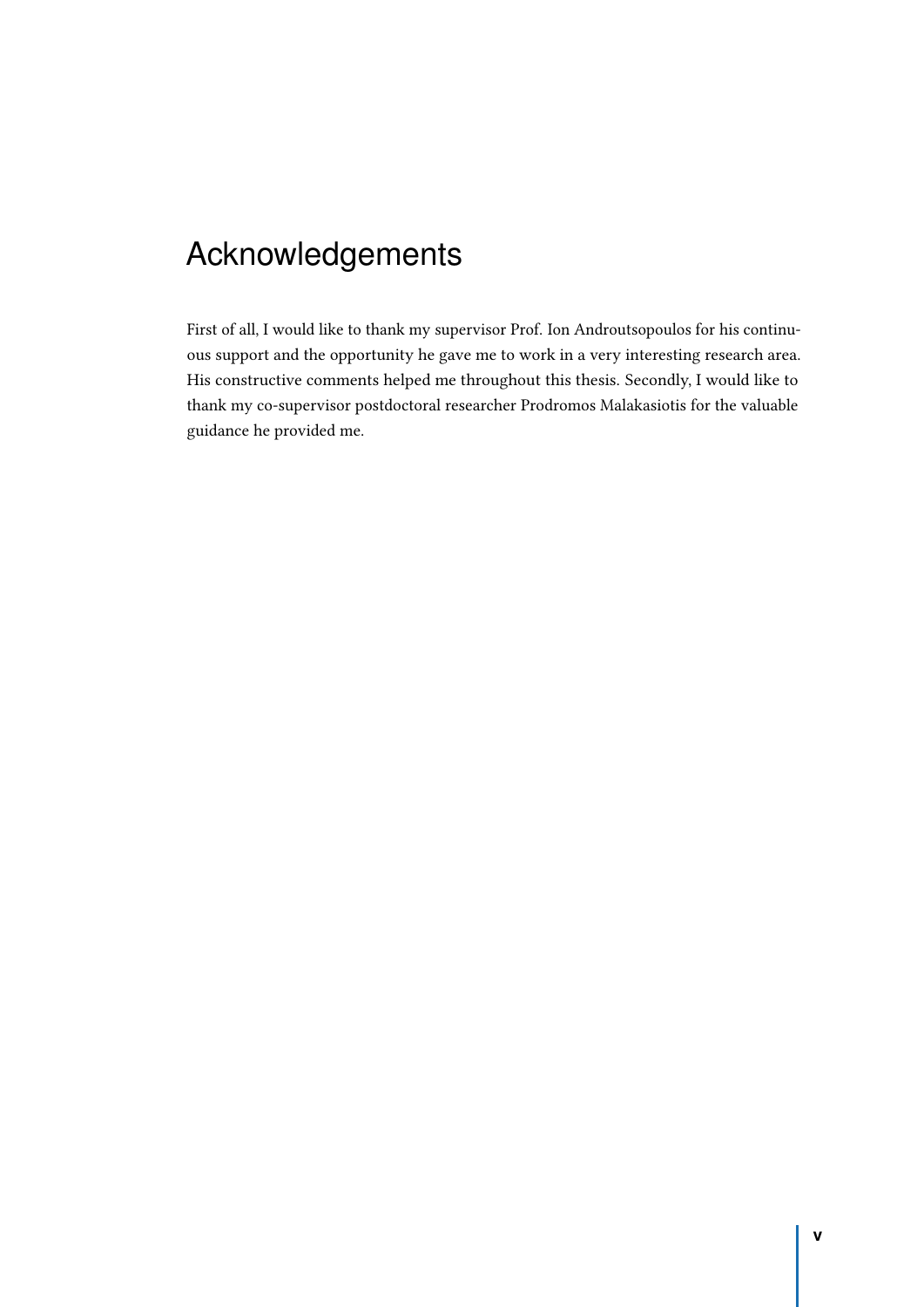# Acknowledgements

First of all, I would like to thank my supervisor Prof. Ion Androutsopoulos for his continuous support and the opportunity he gave me to work in a very interesting research area. His constructive comments helped me throughout this thesis. Secondly, I would like to thank my co-supervisor postdoctoral researcher Prodromos Malakasiotis for the valuable guidance he provided me.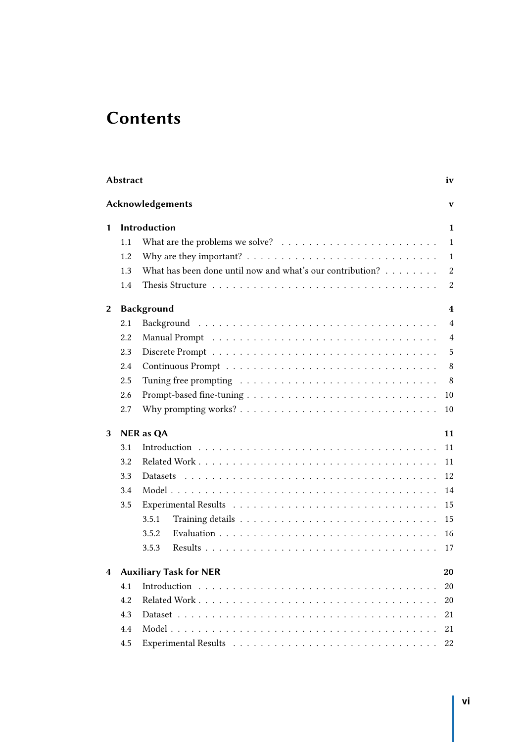# Contents

| | | |
|---|---|---|
| **Abstract** | | **iv** |
| **Acknowledgements** | | **v** |
| **1** | **Introduction** | **1** |
| 1.1 | What are the problems we solve? | 1 |
| 1.2 | Why are they important? | 1 |
| 1.3 | What has been done until now and what's our contribution? | 2 |
| 1.4 | Thesis Structure | 2 |
| **2** | **Background** | **4** |
| 2.1 | Background | 4 |
| 2.2 | Manual Prompt | 4 |
| 2.3 | Discrete Prompt | 5 |
| 2.4 | Continuous Prompt | 8 |
| 2.5 | Tuning free prompting | 8 |
| 2.6 | Prompt-based fine-tuning | 10 |
| 2.7 | Why prompting works? | 10 |
| **3** | **NER as QA** | **11** |
| 3.1 | Introduction | 11 |
| 3.2 | Related Work | 11 |
| 3.3 | Datasets | 12 |
| 3.4 | Model | 14 |
| 3.5 | Experimental Results | 15 |
| 3.5.1 | Training details | 15 |
| 3.5.2 | Evaluation | 16 |
| 3.5.3 | Results | 17 |
| **4** | **Auxiliary Task for NER** | **20** |
| 4.1 | Introduction | 20 |
| 4.2 | Related Work | 20 |
| 4.3 | Dataset | 21 |
| 4.4 | Model | 21 |
| 4.5 | Experimental Results | 22 |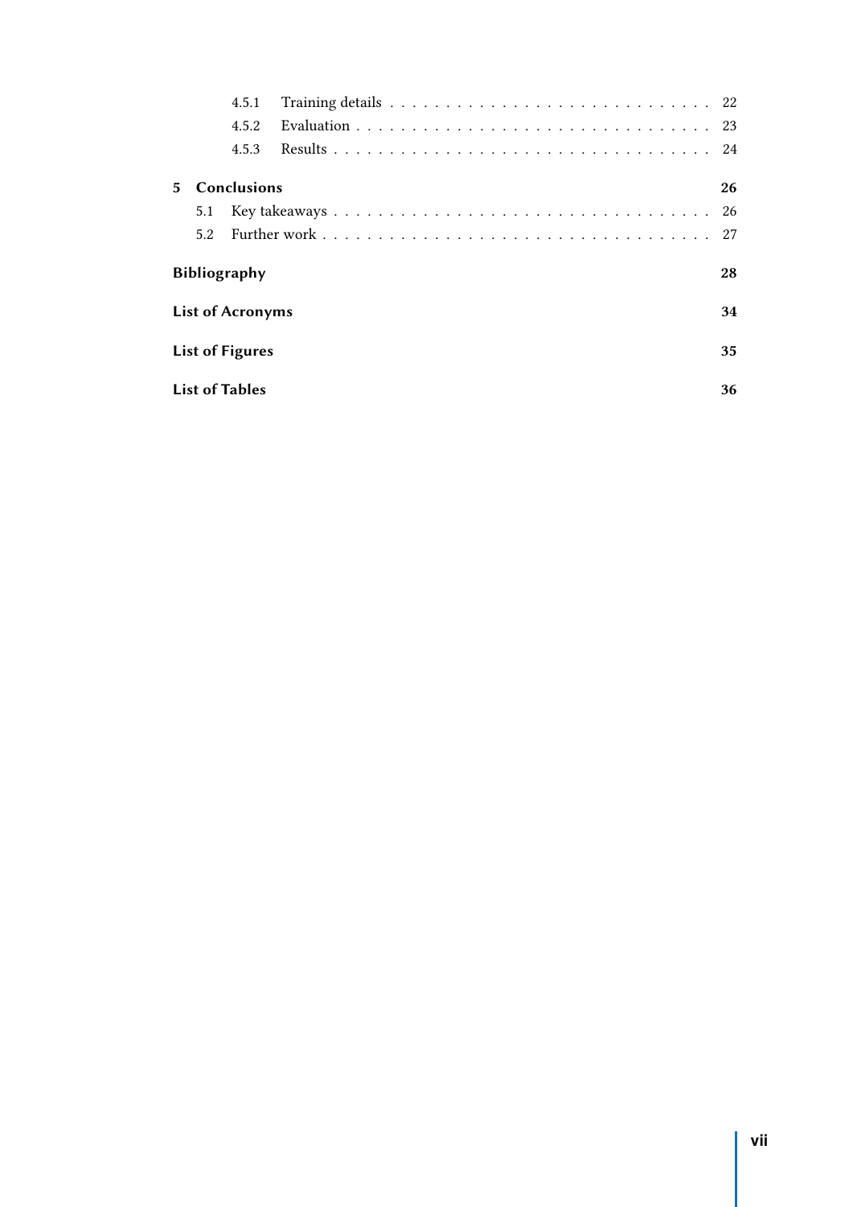- 4.5.1 Training details . . . . . . . . . . 22
- 4.5.2 Evaluation . . . . . . . . . . 23
- 4.5.3 Results . . . . . . . . . . 24

**5 Conclusions** **26**

- 5.1 Key takeaways . . . . . . . . . . 26
- 5.2 Further work . . . . . . . . . . 27

**Bibliography** **28**

**List of Acronyms** **34**

**List of Figures** **35**

**List of Tables** **36**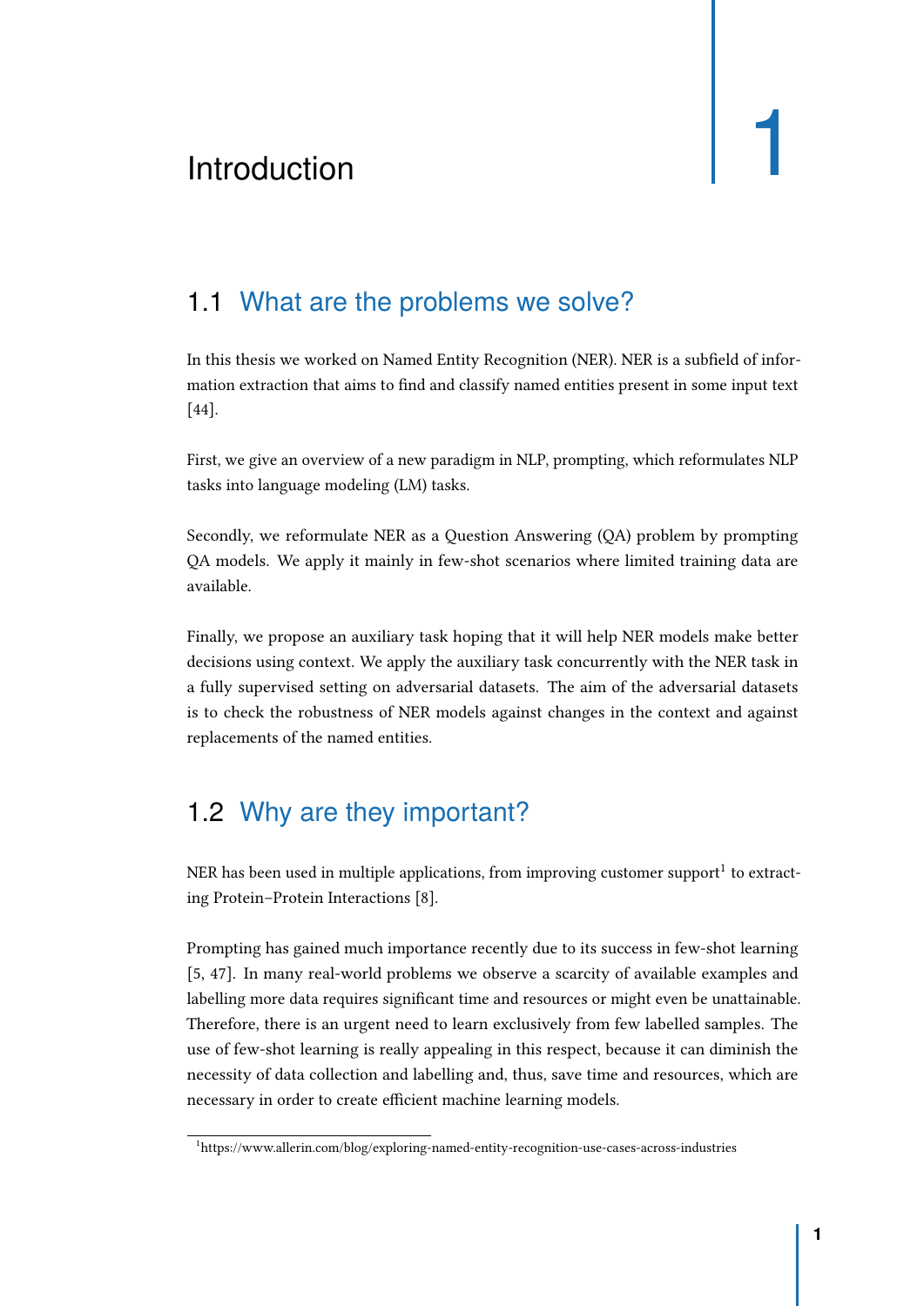# 1 Introduction

## 1.1 What are the problems we solve?

In this thesis we worked on Named Entity Recognition (NER). NER is a subfield of information extraction that aims to find and classify named entities present in some input text [44].

First, we give an overview of a new paradigm in NLP, prompting, which reformulates NLP tasks into language modeling (LM) tasks.

Secondly, we reformulate NER as a Question Answering (QA) problem by prompting QA models. We apply it mainly in few-shot scenarios where limited training data are available.

Finally, we propose an auxiliary task hoping that it will help NER models make better decisions using context. We apply the auxiliary task concurrently with the NER task in a fully supervised setting on adversarial datasets. The aim of the adversarial datasets is to check the robustness of NER models against changes in the context and against replacements of the named entities.

## 1.2 Why are they important?

NER has been used in multiple applications, from improving customer support[1] to extracting Protein–Protein Interactions [8].

Prompting has gained much importance recently due to its success in few-shot learning [5, 47]. In many real-world problems we observe a scarcity of available examples and labelling more data requires significant time and resources or might even be unattainable. Therefore, there is an urgent need to learn exclusively from few labelled samples. The use of few-shot learning is really appealing in this respect, because it can diminish the necessity of data collection and labelling and, thus, save time and resources, which are necessary in order to create efficient machine learning models.

[1] https://www.allerin.com/blog/exploring-named-entity-recognition-use-cases-across-industries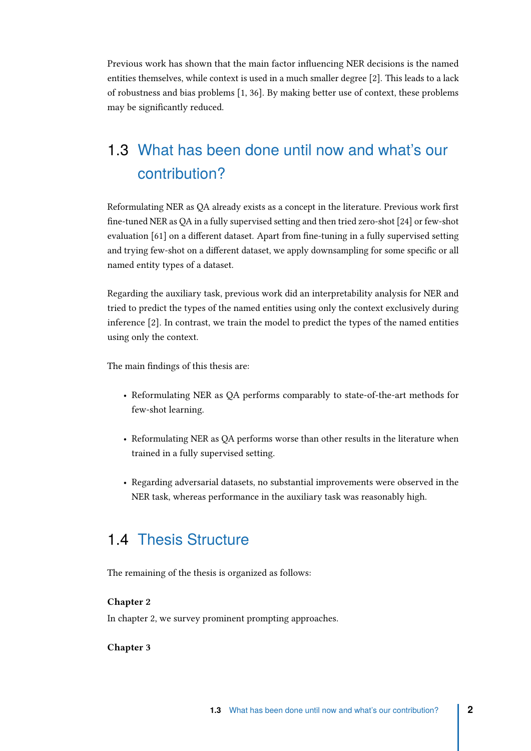Previous work has shown that the main factor influencing NER decisions is the named entities themselves, while context is used in a much smaller degree [2]. This leads to a lack of robustness and bias problems [1, 36]. By making better use of context, these problems may be significantly reduced.

## 1.3 What has been done until now and what's our contribution?

Reformulating NER as QA already exists as a concept in the literature. Previous work first fine-tuned NER as QA in a fully supervised setting and then tried zero-shot [24] or few-shot evaluation [61] on a different dataset. Apart from fine-tuning in a fully supervised setting and trying few-shot on a different dataset, we apply downsampling for some specific or all named entity types of a dataset.

Regarding the auxiliary task, previous work did an interpretability analysis for NER and tried to predict the types of the named entities using only the context exclusively during inference [2]. In contrast, we train the model to predict the types of the named entities using only the context.

The main findings of this thesis are:

- Reformulating NER as QA performs comparably to state-of-the-art methods for few-shot learning.
- Reformulating NER as QA performs worse than other results in the literature when trained in a fully supervised setting.
- Regarding adversarial datasets, no substantial improvements were observed in the NER task, whereas performance in the auxiliary task was reasonably high.

## 1.4 Thesis Structure

The remaining of the thesis is organized as follows:

**Chapter 2**
In chapter 2, we survey prominent prompting approaches.

**Chapter 3**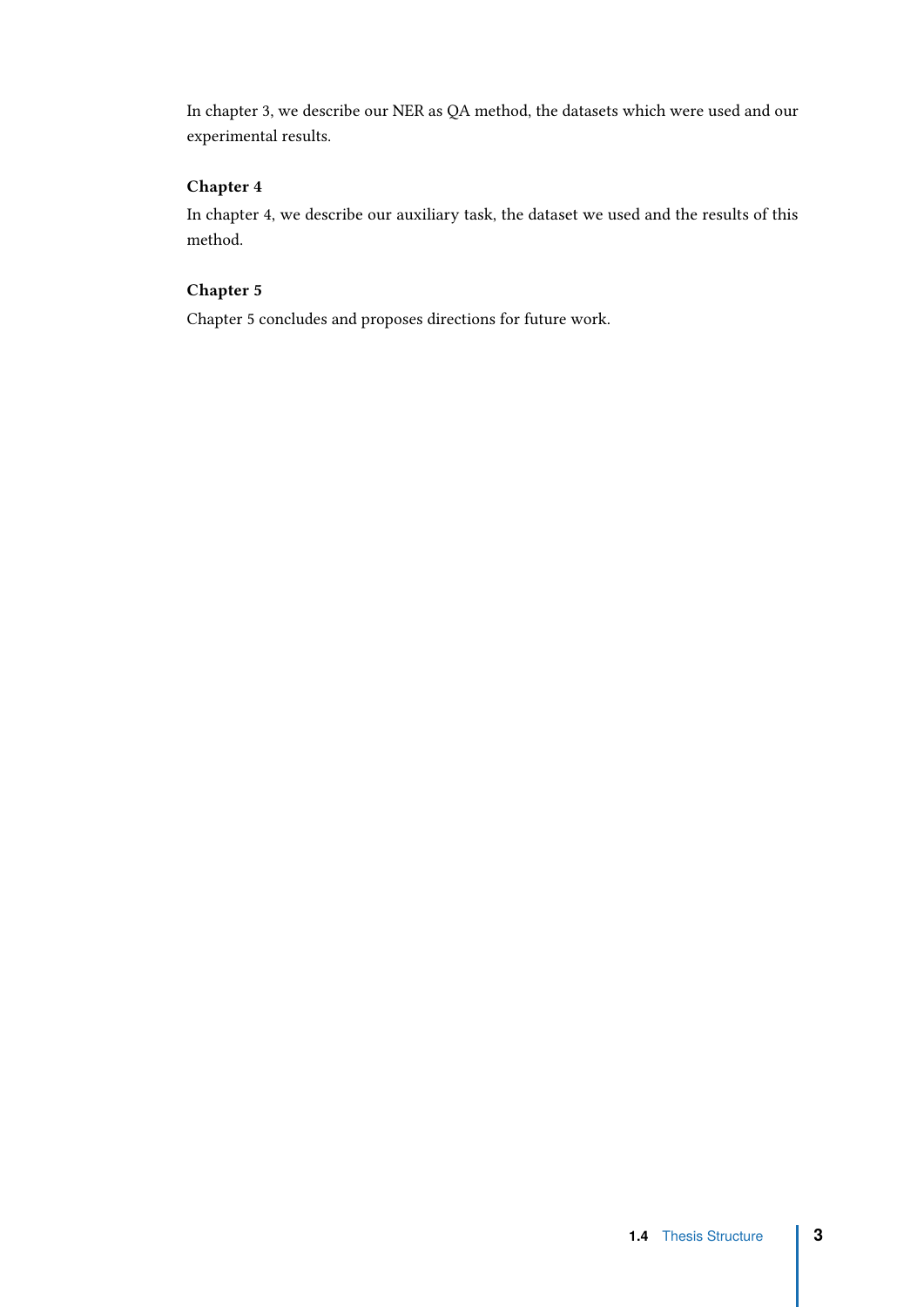In chapter 3, we describe our NER as QA method, the datasets which were used and our experimental results.

**Chapter 4**

In chapter 4, we describe our auxiliary task, the dataset we used and the results of this method.

**Chapter 5**

Chapter 5 concludes and proposes directions for future work.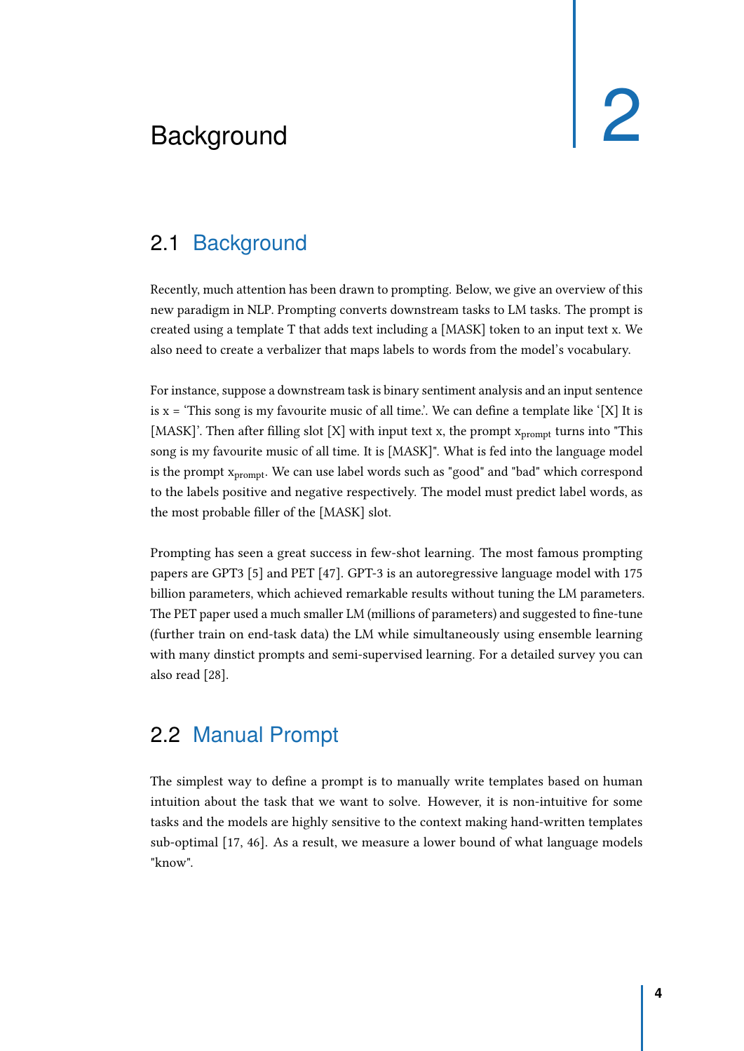# 2 Background

## 2.1 Background

Recently, much attention has been drawn to prompting. Below, we give an overview of this new paradigm in NLP. Prompting converts downstream tasks to LM tasks. The prompt is created using a template T that adds text including a [MASK] token to an input text x. We also need to create a verbalizer that maps labels to words from the model's vocabulary.

For instance, suppose a downstream task is binary sentiment analysis and an input sentence is x = 'This song is my favourite music of all time.'. We can define a template like '[X] It is [MASK]'. Then after filling slot [X] with input text x, the prompt $x_{prompt}$ turns into "This song is my favourite music of all time. It is [MASK]". What is fed into the language model is the prompt $x_{prompt}$. We can use label words such as "good" and "bad" which correspond to the labels positive and negative respectively. The model must predict label words, as the most probable filler of the [MASK] slot.

Prompting has seen a great success in few-shot learning. The most famous prompting papers are GPT3 [5] and PET [47]. GPT-3 is an autoregressive language model with 175 billion parameters, which achieved remarkable results without tuning the LM parameters. The PET paper used a much smaller LM (millions of parameters) and suggested to fine-tune (further train on end-task data) the LM while simultaneously using ensemble learning with many dinstict prompts and semi-supervised learning. For a detailed survey you can also read [28].

## 2.2 Manual Prompt

The simplest way to define a prompt is to manually write templates based on human intuition about the task that we want to solve. However, it is non-intuitive for some tasks and the models are highly sensitive to the context making hand-written templates sub-optimal [17, 46]. As a result, we measure a lower bound of what language models "know".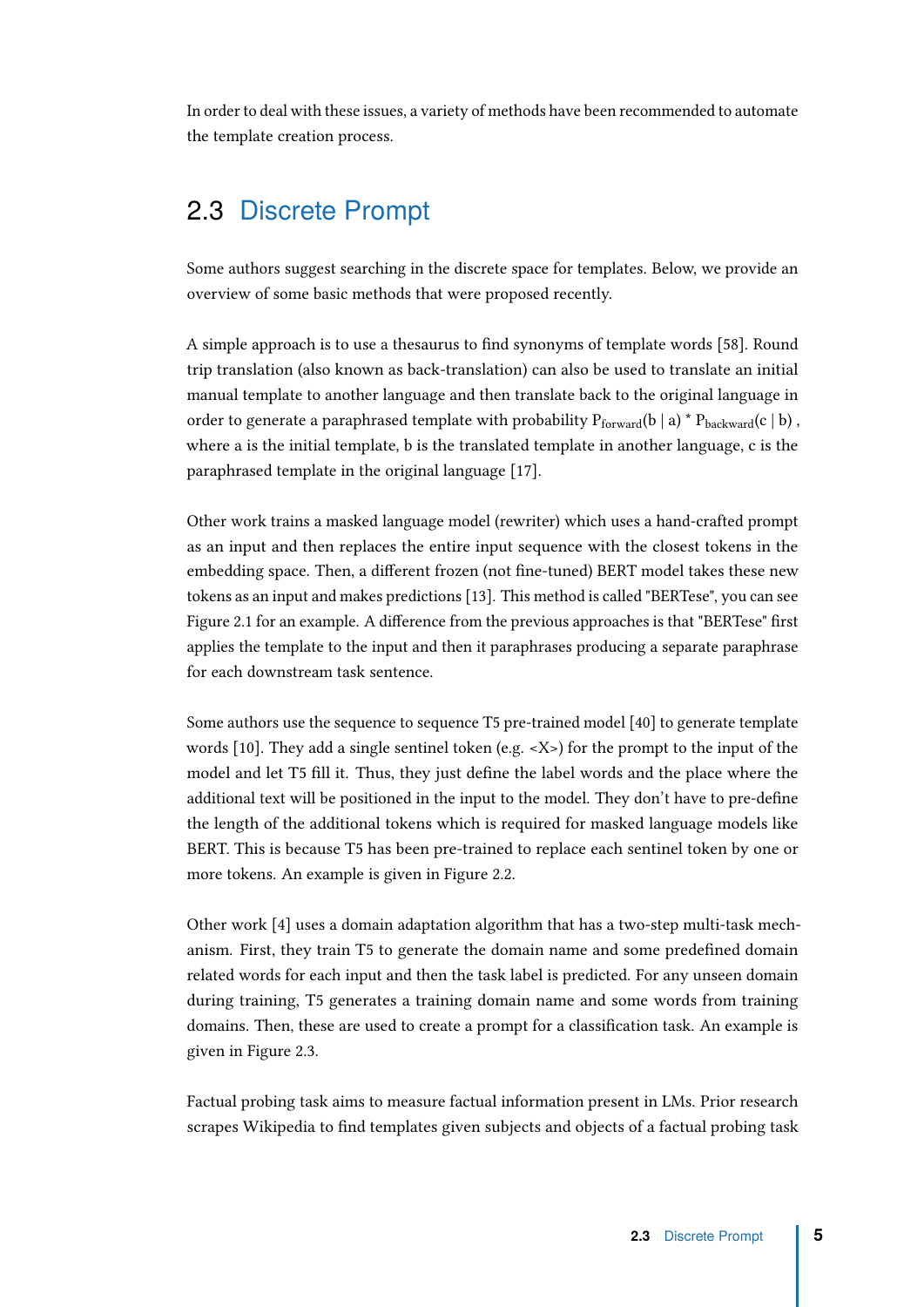In order to deal with these issues, a variety of methods have been recommended to automate the template creation process.

## 2.3 Discrete Prompt

Some authors suggest searching in the discrete space for templates. Below, we provide an overview of some basic methods that were proposed recently.

A simple approach is to use a thesaurus to find synonyms of template words [58]. Round trip translation (also known as back-translation) can also be used to translate an initial manual template to another language and then translate back to the original language in order to generate a paraphrased template with probability $P_{forward}(b \mid a) * P_{backward}(c \mid b)$, where a is the initial template, b is the translated template in another language, c is the paraphrased template in the original language [17].

Other work trains a masked language model (rewriter) which uses a hand-crafted prompt as an input and then replaces the entire input sequence with the closest tokens in the embedding space. Then, a different frozen (not fine-tuned) BERT model takes these new tokens as an input and makes predictions [13]. This method is called "BERTese", you can see Figure 2.1 for an example. A difference from the previous approaches is that "BERTese" first applies the template to the input and then it paraphrases producing a separate paraphrase for each downstream task sentence.

Some authors use the sequence to sequence T5 pre-trained model [40] to generate template words [10]. They add a single sentinel token (e.g. <X>) for the prompt to the input of the model and let T5 fill it. Thus, they just define the label words and the place where the additional text will be positioned in the input to the model. They don't have to pre-define the length of the additional tokens which is required for masked language models like BERT. This is because T5 has been pre-trained to replace each sentinel token by one or more tokens. An example is given in Figure 2.2.

Other work [4] uses a domain adaptation algorithm that has a two-step multi-task mechanism. First, they train T5 to generate the domain name and some predefined domain related words for each input and then the task label is predicted. For any unseen domain during training, T5 generates a training domain name and some words from training domains. Then, these are used to create a prompt for a classification task. An example is given in Figure 2.3.

Factual probing task aims to measure factual information present in LMs. Prior research scrapes Wikipedia to find templates given subjects and objects of a factual probing task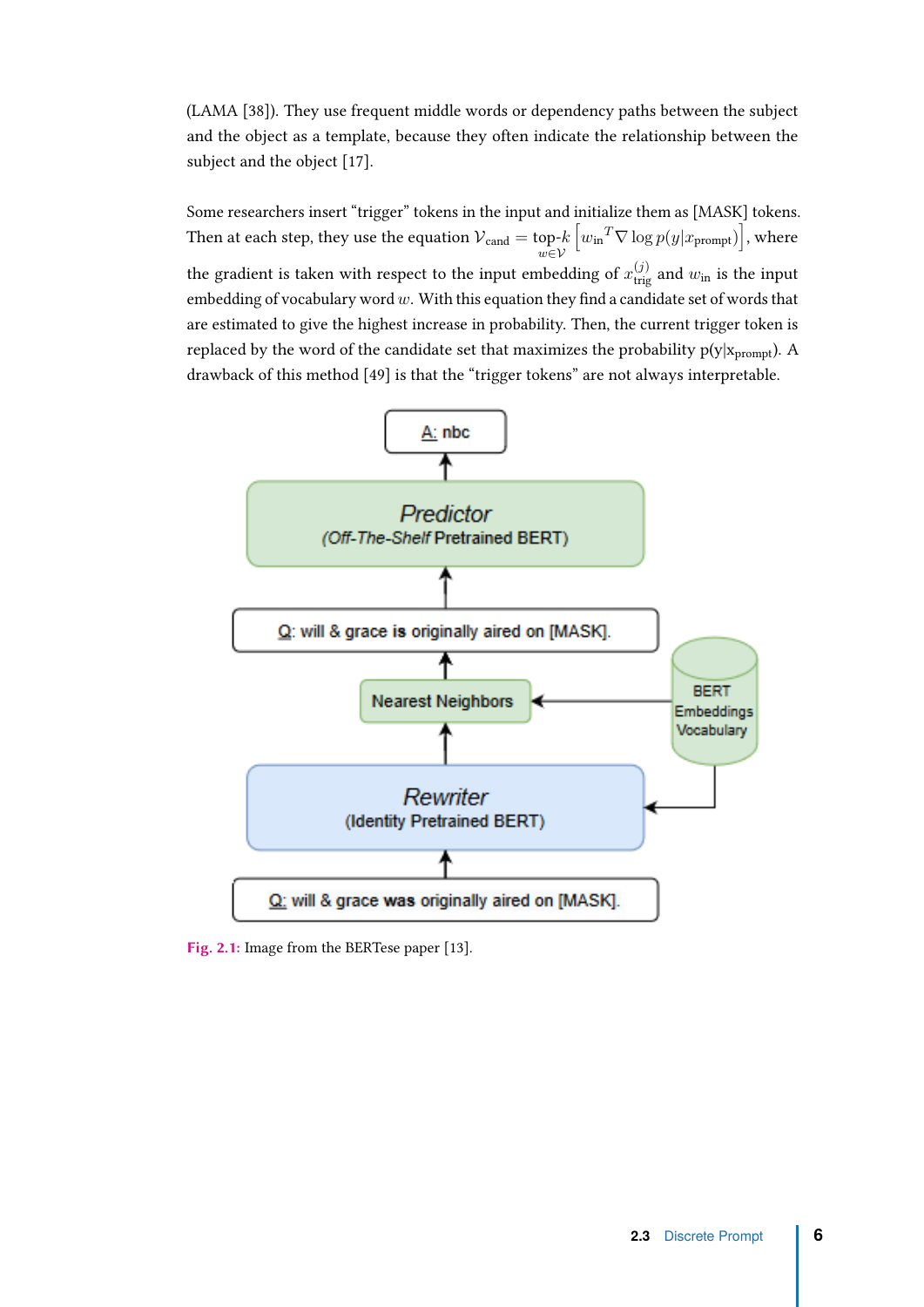(LAMA [38]). They use frequent middle words or dependency paths between the subject and the object as a template, because they often indicate the relationship between the subject and the object [17].

Some researchers insert "trigger" tokens in the input and initialize them as [MASK] tokens. Then at each step, they use the equation $\mathcal{V}_{\text{cand}} = \underset{w \in \mathcal{V}}{\text{top-}k} \left[ {w_{\text{in}}}^T \nabla \log p(y|x_{\text{prompt}}) \right]$, where the gradient is taken with respect to the input embedding of $x_{\text{trig}}^{(j)}$ and $w_{\text{in}}$ is the input embedding of vocabulary word $w$. With this equation they find a candidate set of words that are estimated to give the highest increase in probability. Then, the current trigger token is replaced by the word of the candidate set that maximizes the probability $p(y|x_{\text{prompt}})$. A drawback of this method [49] is that the "trigger tokens" are not always interpretable.

**Fig. 2.1:** Image from the BERTese paper [13].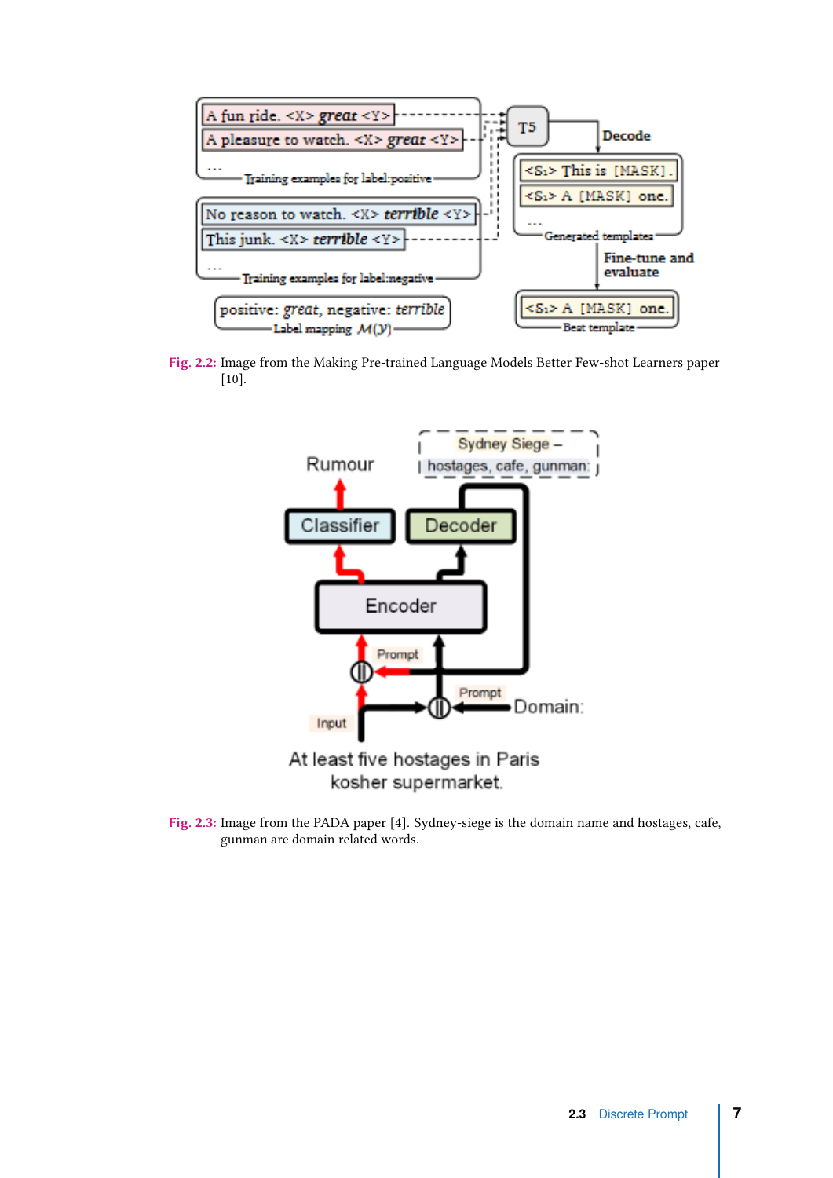Fig. 2.2: Image from the Making Pre-trained Language Models Better Few-shot Learners paper [10].

Fig. 2.3: Image from the PADA paper [4]. Sydney-siege is the domain name and hostages, cafe, gunman are domain related words.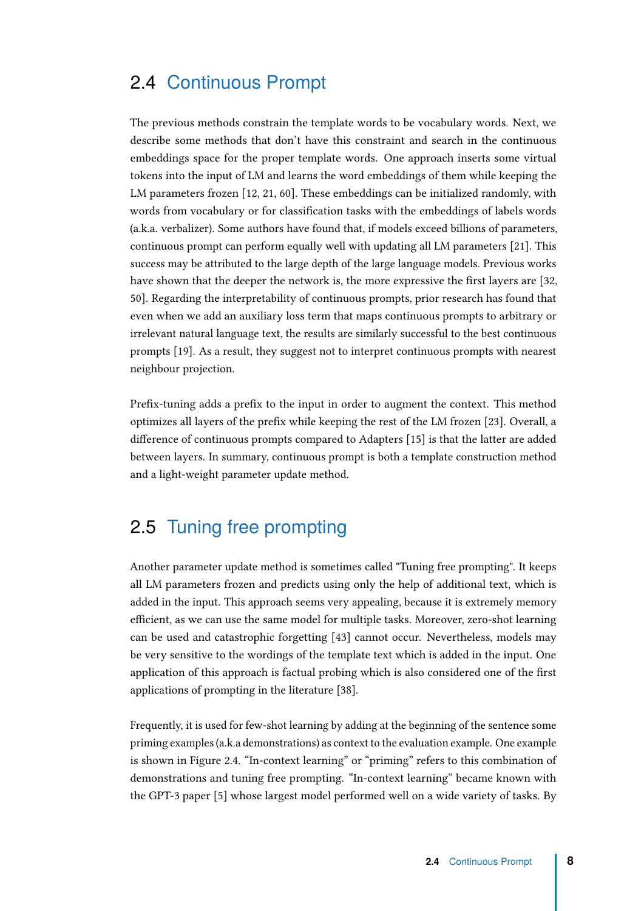## 2.4 Continuous Prompt

The previous methods constrain the template words to be vocabulary words. Next, we describe some methods that don't have this constraint and search in the continuous embeddings space for the proper template words. One approach inserts some virtual tokens into the input of LM and learns the word embeddings of them while keeping the LM parameters frozen [12, 21, 60]. These embeddings can be initialized randomly, with words from vocabulary or for classification tasks with the embeddings of labels words (a.k.a. verbalizer). Some authors have found that, if models exceed billions of parameters, continuous prompt can perform equally well with updating all LM parameters [21]. This success may be attributed to the large depth of the large language models. Previous works have shown that the deeper the network is, the more expressive the first layers are [32, 50]. Regarding the interpretability of continuous prompts, prior research has found that even when we add an auxiliary loss term that maps continuous prompts to arbitrary or irrelevant natural language text, the results are similarly successful to the best continuous prompts [19]. As a result, they suggest not to interpret continuous prompts with nearest neighbour projection.

Prefix-tuning adds a prefix to the input in order to augment the context. This method optimizes all layers of the prefix while keeping the rest of the LM frozen [23]. Overall, a difference of continuous prompts compared to Adapters [15] is that the latter are added between layers. In summary, continuous prompt is both a template construction method and a light-weight parameter update method.

## 2.5 Tuning free prompting

Another parameter update method is sometimes called "Tuning free prompting". It keeps all LM parameters frozen and predicts using only the help of additional text, which is added in the input. This approach seems very appealing, because it is extremely memory efficient, as we can use the same model for multiple tasks. Moreover, zero-shot learning can be used and catastrophic forgetting [43] cannot occur. Nevertheless, models may be very sensitive to the wordings of the template text which is added in the input. One application of this approach is factual probing which is also considered one of the first applications of prompting in the literature [38].

Frequently, it is used for few-shot learning by adding at the beginning of the sentence some priming examples (a.k.a demonstrations) as context to the evaluation example. One example is shown in Figure 2.4. "In-context learning" or "priming" refers to this combination of demonstrations and tuning free prompting. "In-context learning" became known with the GPT-3 paper [5] whose largest model performed well on a wide variety of tasks. By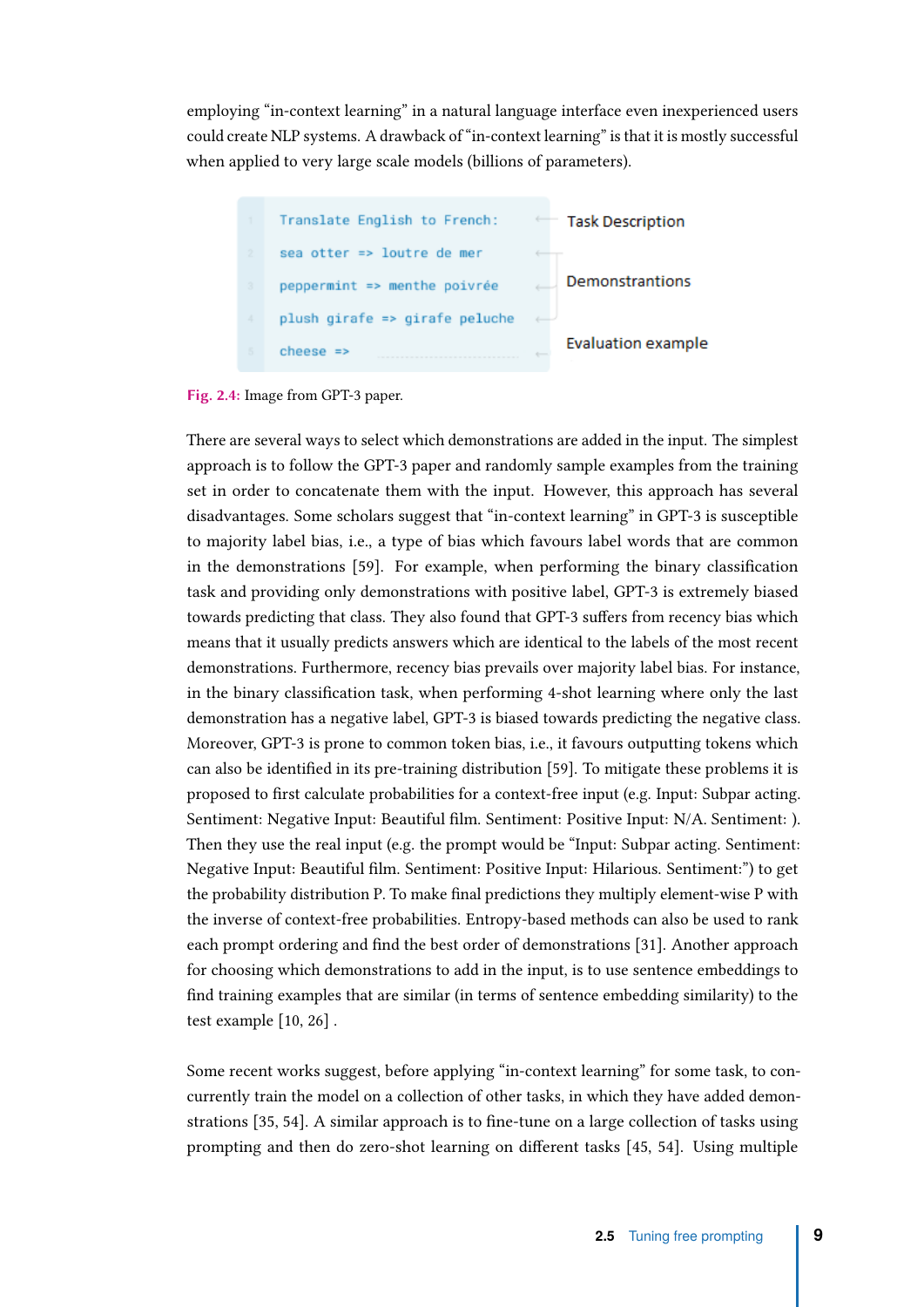employing "in-context learning" in a natural language interface even inexperienced users could create NLP systems. A drawback of "in-context learning" is that it is mostly successful when applied to very large scale models (billions of parameters).

```
Translate English to French:     ← Task Description
sea otter => loutre de mer       ┐
peppermint => menthe poivrée     ├ Demonstrantions
plush girafe => girafe peluche   ┘
cheese =>                        ← Evaluation example
```

**Fig. 2.4:** Image from GPT-3 paper.

There are several ways to select which demonstrations are added in the input. The simplest approach is to follow the GPT-3 paper and randomly sample examples from the training set in order to concatenate them with the input. However, this approach has several disadvantages. Some scholars suggest that "in-context learning" in GPT-3 is susceptible to majority label bias, i.e., a type of bias which favours label words that are common in the demonstrations [59]. For example, when performing the binary classification task and providing only demonstrations with positive label, GPT-3 is extremely biased towards predicting that class. They also found that GPT-3 suffers from recency bias which means that it usually predicts answers which are identical to the labels of the most recent demonstrations. Furthermore, recency bias prevails over majority label bias. For instance, in the binary classification task, when performing 4-shot learning where only the last demonstration has a negative label, GPT-3 is biased towards predicting the negative class. Moreover, GPT-3 is prone to common token bias, i.e., it favours outputting tokens which can also be identified in its pre-training distribution [59]. To mitigate these problems it is proposed to first calculate probabilities for a context-free input (e.g. Input: Subpar acting. Sentiment: Negative Input: Beautiful film. Sentiment: Positive Input: N/A. Sentiment: ). Then they use the real input (e.g. the prompt would be "Input: Subpar acting. Sentiment: Negative Input: Beautiful film. Sentiment: Positive Input: Hilarious. Sentiment:") to get the probability distribution P. To make final predictions they multiply element-wise P with the inverse of context-free probabilities. Entropy-based methods can also be used to rank each prompt ordering and find the best order of demonstrations [31]. Another approach for choosing which demonstrations to add in the input, is to use sentence embeddings to find training examples that are similar (in terms of sentence embedding similarity) to the test example [10, 26] .

Some recent works suggest, before applying "in-context learning" for some task, to concurrently train the model on a collection of other tasks, in which they have added demonstrations [35, 54]. A similar approach is to fine-tune on a large collection of tasks using prompting and then do zero-shot learning on different tasks [45, 54]. Using multiple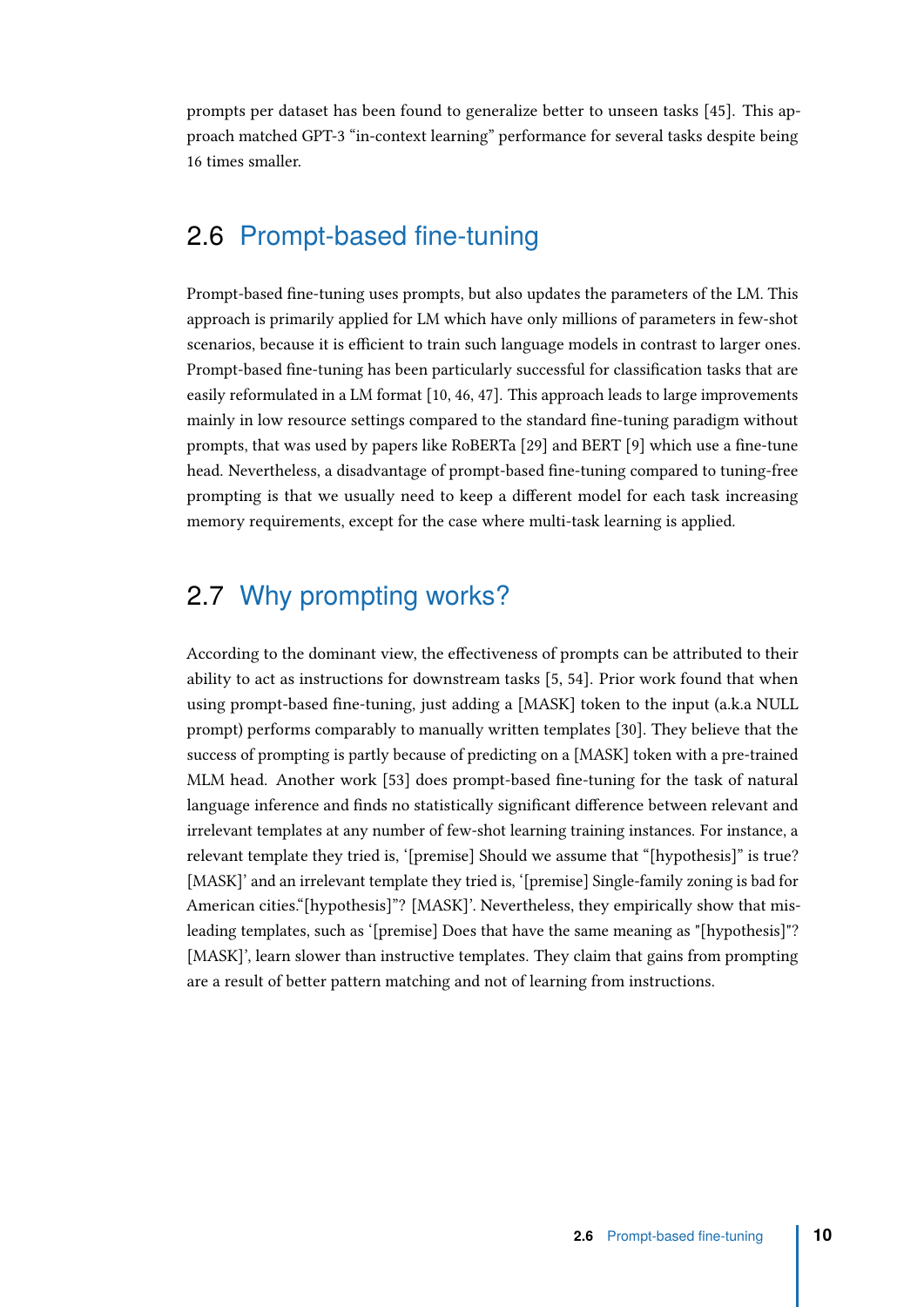prompts per dataset has been found to generalize better to unseen tasks [45]. This approach matched GPT-3 "in-context learning" performance for several tasks despite being 16 times smaller.

## 2.6 Prompt-based fine-tuning

Prompt-based fine-tuning uses prompts, but also updates the parameters of the LM. This approach is primarily applied for LM which have only millions of parameters in few-shot scenarios, because it is efficient to train such language models in contrast to larger ones. Prompt-based fine-tuning has been particularly successful for classification tasks that are easily reformulated in a LM format [10, 46, 47]. This approach leads to large improvements mainly in low resource settings compared to the standard fine-tuning paradigm without prompts, that was used by papers like RoBERTa [29] and BERT [9] which use a fine-tune head. Nevertheless, a disadvantage of prompt-based fine-tuning compared to tuning-free prompting is that we usually need to keep a different model for each task increasing memory requirements, except for the case where multi-task learning is applied.

## 2.7 Why prompting works?

According to the dominant view, the effectiveness of prompts can be attributed to their ability to act as instructions for downstream tasks [5, 54]. Prior work found that when using prompt-based fine-tuning, just adding a [MASK] token to the input (a.k.a NULL prompt) performs comparably to manually written templates [30]. They believe that the success of prompting is partly because of predicting on a [MASK] token with a pre-trained MLM head. Another work [53] does prompt-based fine-tuning for the task of natural language inference and finds no statistically significant difference between relevant and irrelevant templates at any number of few-shot learning training instances. For instance, a relevant template they tried is, '[premise] Should we assume that "[hypothesis]" is true? [MASK]' and an irrelevant template they tried is, '[premise] Single-family zoning is bad for American cities."[hypothesis]"? [MASK]'. Nevertheless, they empirically show that misleading templates, such as '[premise] Does that have the same meaning as "[hypothesis]"? [MASK]', learn slower than instructive templates. They claim that gains from prompting are a result of better pattern matching and not of learning from instructions.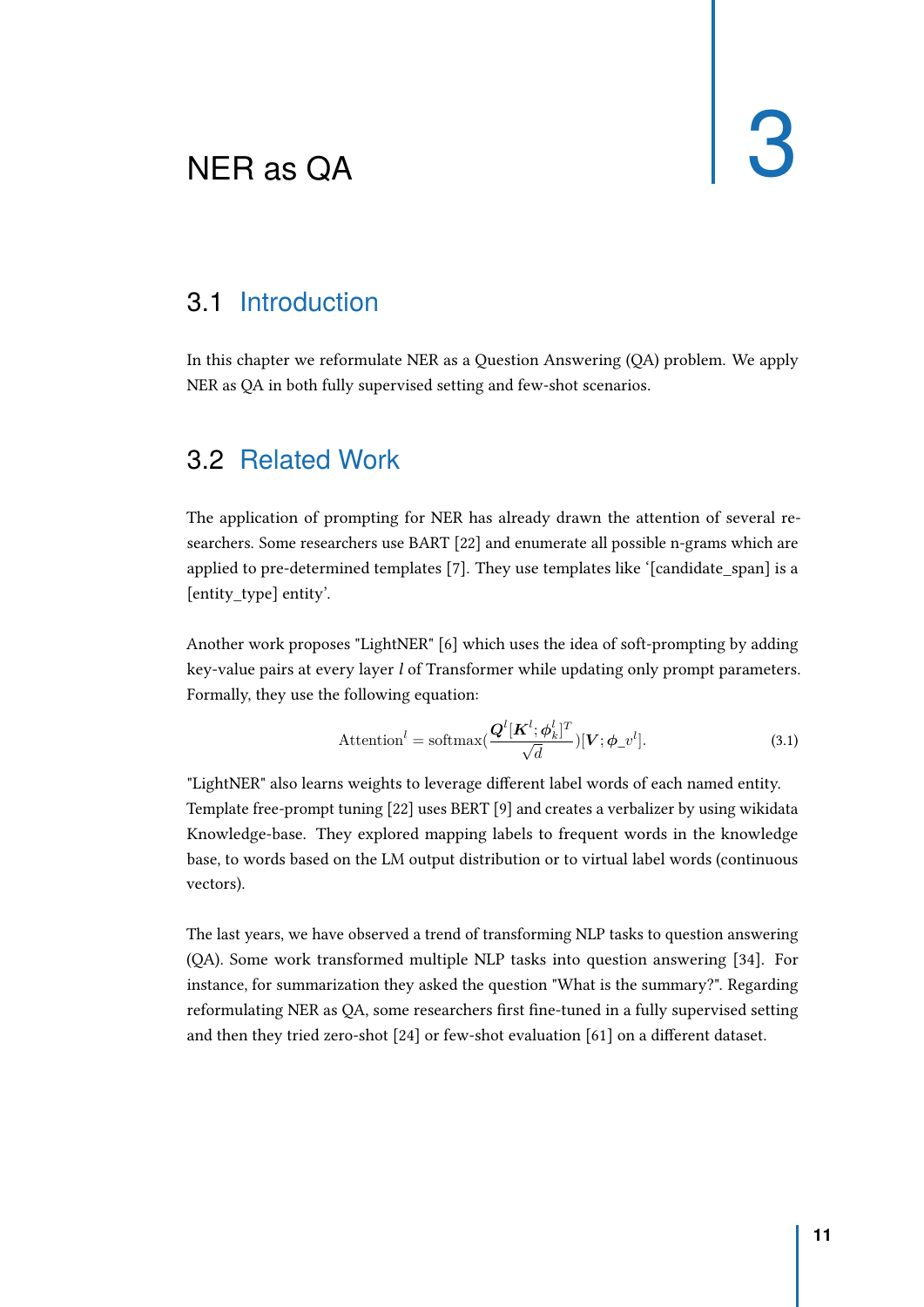# 3 NER as QA

## 3.1 Introduction

In this chapter we reformulate NER as a Question Answering (QA) problem. We apply NER as QA in both fully supervised setting and few-shot scenarios.

## 3.2 Related Work

The application of prompting for NER has already drawn the attention of several researchers. Some researchers use BART [22] and enumerate all possible n-grams which are applied to pre-determined templates [7]. They use templates like '[candidate_span] is a [entity_type] entity'.

Another work proposes "LightNER" [6] which uses the idea of soft-prompting by adding key-value pairs at every layer $l$ of Transformer while updating only prompt parameters. Formally, they use the following equation:

$$\text{Attention}^l = \text{softmax}\left(\frac{\boldsymbol{Q}^l[\boldsymbol{K}^l; \boldsymbol{\phi}_k^l]^T}{\sqrt{d}}\right)[\boldsymbol{V}; \boldsymbol{\phi}\_v^l]. \tag{3.1}$$

"LightNER" also learns weights to leverage different label words of each named entity. Template free-prompt tuning [22] uses BERT [9] and creates a verbalizer by using wikidata Knowledge-base. They explored mapping labels to frequent words in the knowledge base, to words based on the LM output distribution or to virtual label words (continuous vectors).

The last years, we have observed a trend of transforming NLP tasks to question answering (QA). Some work transformed multiple NLP tasks into question answering [34]. For instance, for summarization they asked the question "What is the summary?". Regarding reformulating NER as QA, some researchers first fine-tuned in a fully supervised setting and then they tried zero-shot [24] or few-shot evaluation [61] on a different dataset.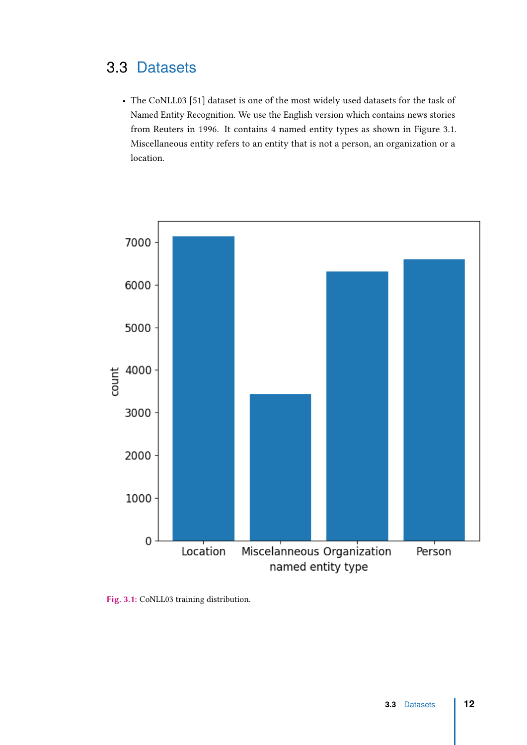## 3.3 Datasets

- The CoNLL03 [51] dataset is one of the most widely used datasets for the task of Named Entity Recognition. We use the English version which contains news stories from Reuters in 1996. It contains 4 named entity types as shown in Figure 3.1. Miscellaneous entity refers to an entity that is not a person, an organization or a location.

**Fig. 3.1:** CoNLL03 training distribution.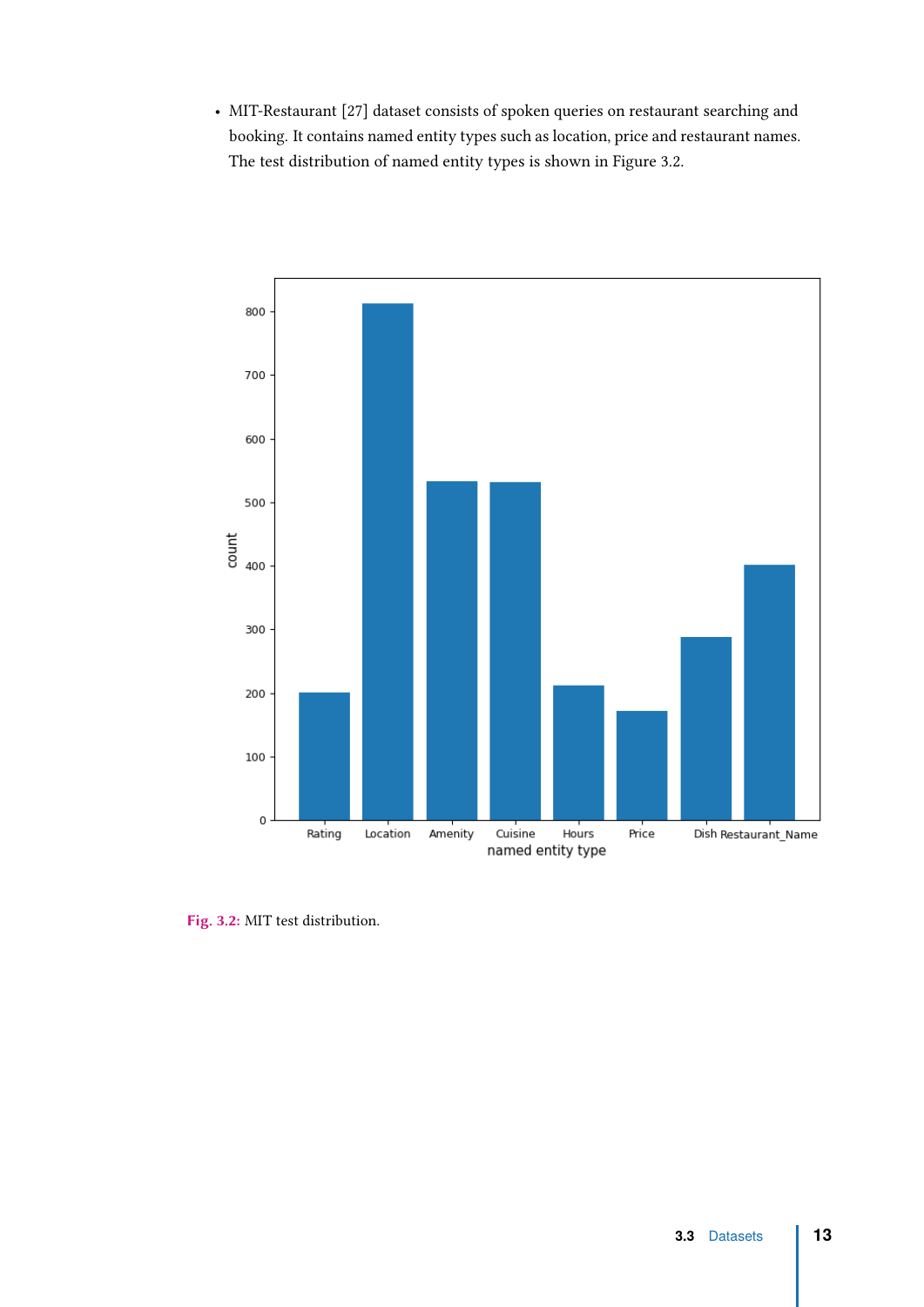- MIT-Restaurant [27] dataset consists of spoken queries on restaurant searching and booking. It contains named entity types such as location, price and restaurant names. The test distribution of named entity types is shown in Figure 3.2.

**Fig. 3.2:** MIT test distribution.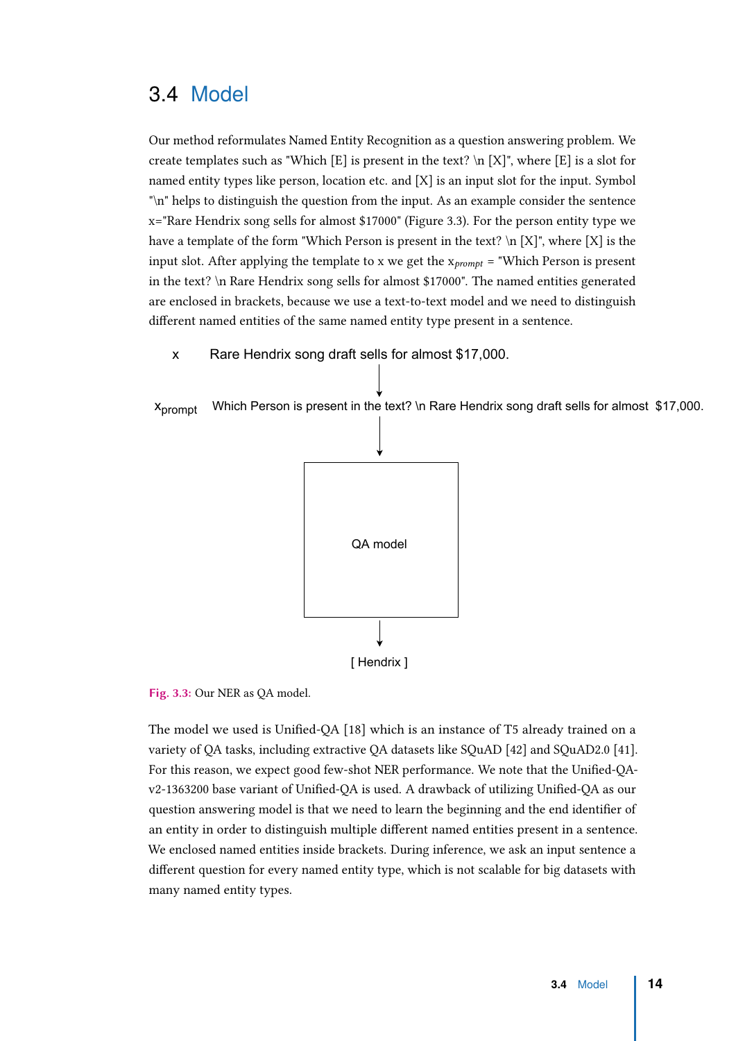## 3.4 Model

Our method reformulates Named Entity Recognition as a question answering problem. We create templates such as "Which [E] is present in the text? \n [X]", where [E] is a slot for named entity types like person, location etc. and [X] is an input slot for the input. Symbol "\n" helps to distinguish the question from the input. As an example consider the sentence x="Rare Hendrix song sells for almost $17000" (Figure 3.3). For the person entity type we have a template of the form "Which Person is present in the text? \n [X]", where [X] is the input slot. After applying the template to x we get the $x_{prompt}$ = "Which Person is present in the text? \n Rare Hendrix song sells for almost $17000". The named entities generated are enclosed in brackets, because we use a text-to-text model and we need to distinguish different named entities of the same named entity type present in a sentence.

x    Rare Hendrix song draft sells for almost $17,000.

$x_{prompt}$    Which Person is present in the text? \n Rare Hendrix song draft sells for almost $17,000.

QA model

[ Hendrix ]

**Fig. 3.3:** Our NER as QA model.

The model we used is Unified-QA [18] which is an instance of T5 already trained on a variety of QA tasks, including extractive QA datasets like SQuAD [42] and SQuAD2.0 [41]. For this reason, we expect good few-shot NER performance. We note that the Unified-QA-v2-1363200 base variant of Unified-QA is used. A drawback of utilizing Unified-QA as our question answering model is that we need to learn the beginning and the end identifier of an entity in order to distinguish multiple different named entities present in a sentence. We enclosed named entities inside brackets. During inference, we ask an input sentence a different question for every named entity type, which is not scalable for big datasets with many named entity types.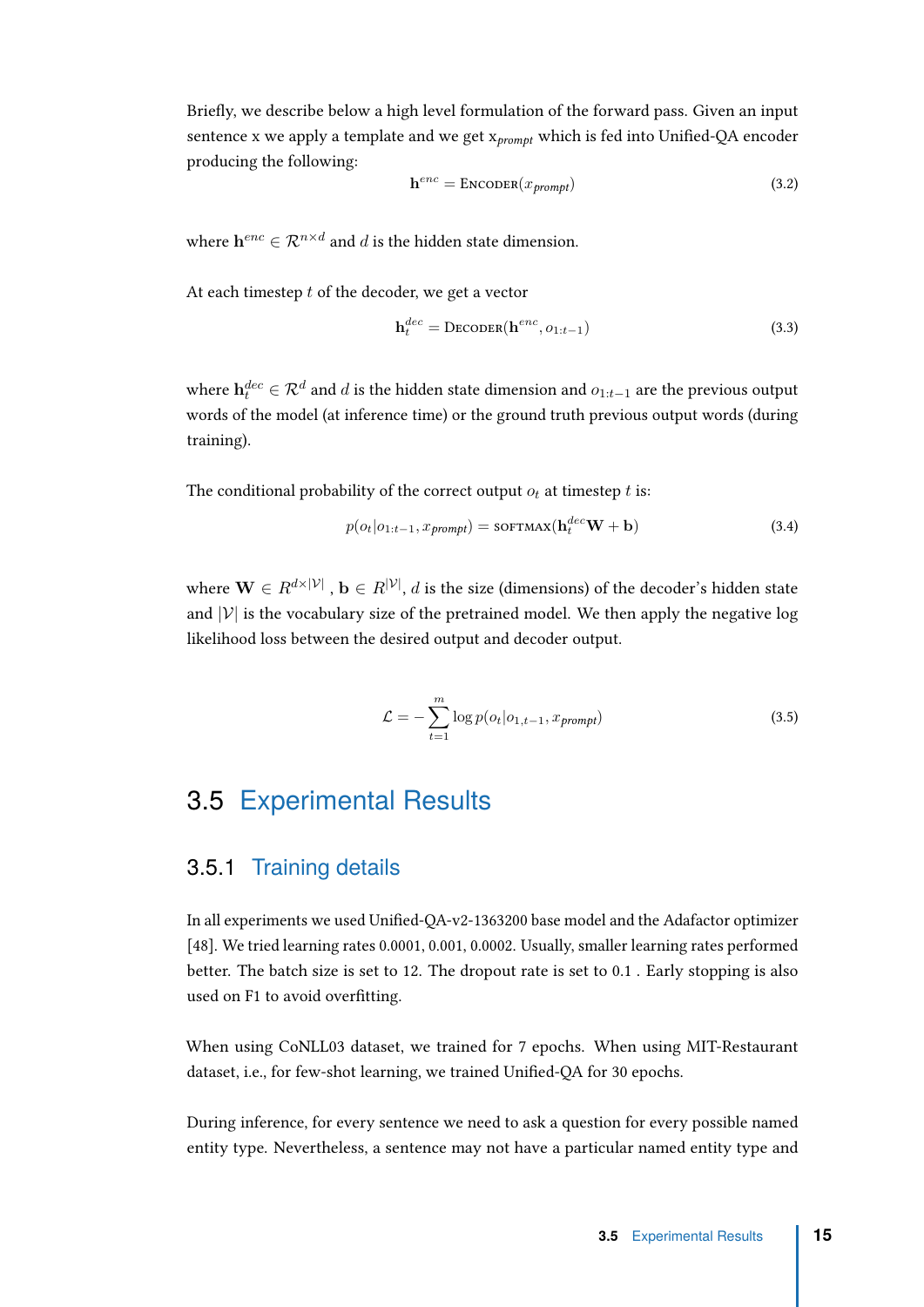Briefly, we describe below a high level formulation of the forward pass. Given an input sentence x we apply a template and we get $x_{prompt}$ which is fed into Unified-QA encoder producing the following:

$$\mathbf{h}^{enc} = \text{ENCODER}(x_{prompt}) \tag{3.2}$$

where $\mathbf{h}^{enc} \in \mathcal{R}^{n \times d}$ and $d$ is the hidden state dimension.

At each timestep $t$ of the decoder, we get a vector

$$\mathbf{h}_t^{dec} = \text{DECODER}(\mathbf{h}^{enc}, o_{1:t-1}) \tag{3.3}$$

where $\mathbf{h}_t^{dec} \in \mathcal{R}^{d}$ and $d$ is the hidden state dimension and $o_{1:t-1}$ are the previous output words of the model (at inference time) or the ground truth previous output words (during training).

The conditional probability of the correct output $o_t$ at timestep $t$ is:

$$p(o_t | o_{1:t-1}, x_{prompt}) = \text{SOFTMAX}(\mathbf{h}_t^{dec}\mathbf{W} + \mathbf{b}) \tag{3.4}$$

where $\mathbf{W} \in R^{d \times |\mathcal{V}|}$ , $\mathbf{b} \in R^{|\mathcal{V}|}$, $d$ is the size (dimensions) of the decoder's hidden state and $|\mathcal{V}|$ is the vocabulary size of the pretrained model. We then apply the negative log likelihood loss between the desired output and decoder output.

$$\mathcal{L} = -\sum_{t=1}^{m} \log p(o_t | o_{1,t-1}, x_{prompt}) \tag{3.5}$$

## 3.5 Experimental Results

### 3.5.1 Training details

In all experiments we used Unified-QA-v2-1363200 base model and the Adafactor optimizer [48]. We tried learning rates 0.0001, 0.001, 0.0002. Usually, smaller learning rates performed better. The batch size is set to 12. The dropout rate is set to 0.1 . Early stopping is also used on F1 to avoid overfitting.

When using CoNLL03 dataset, we trained for 7 epochs. When using MIT-Restaurant dataset, i.e., for few-shot learning, we trained Unified-QA for 30 epochs.

During inference, for every sentence we need to ask a question for every possible named entity type. Nevertheless, a sentence may not have a particular named entity type and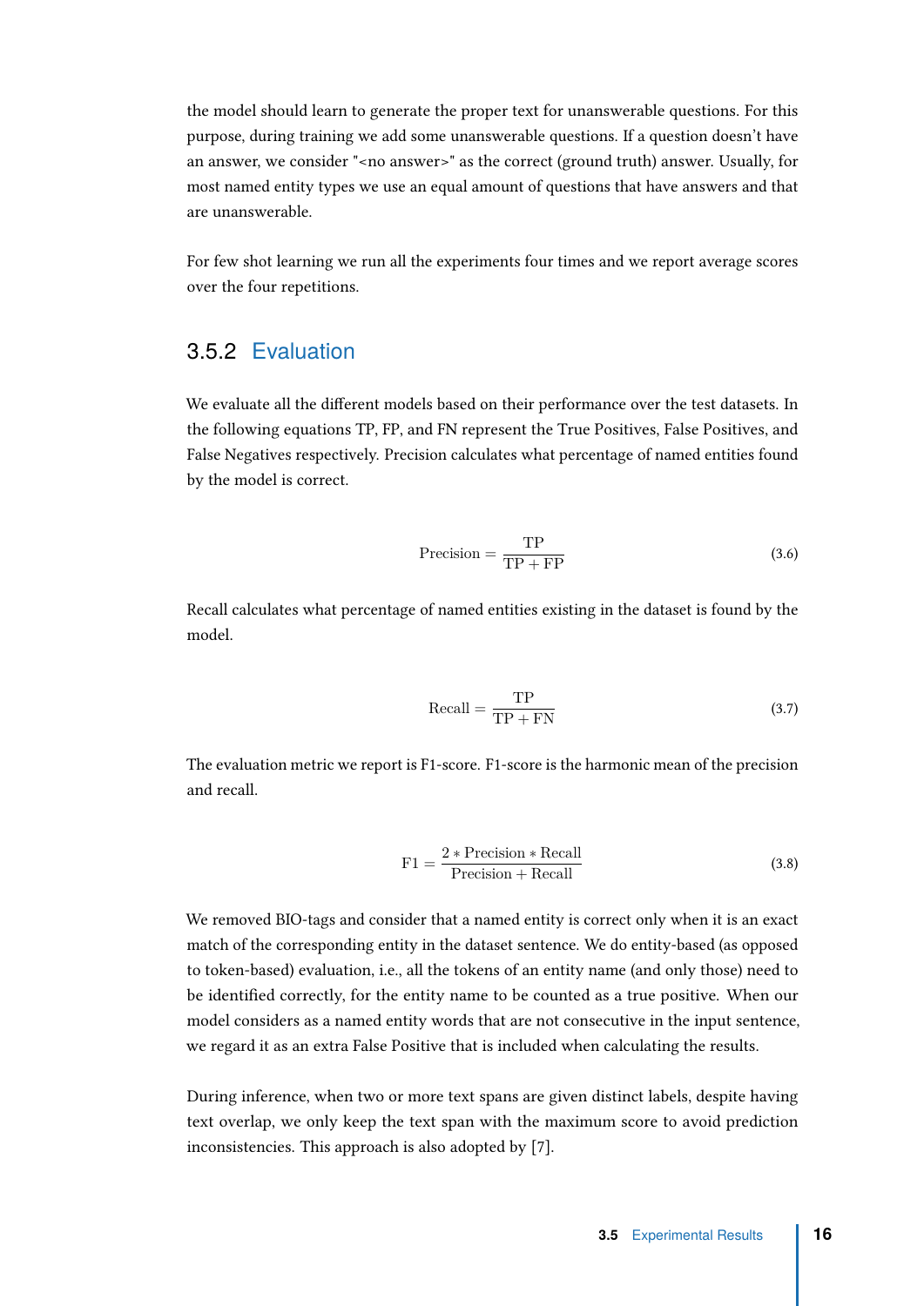the model should learn to generate the proper text for unanswerable questions. For this purpose, during training we add some unanswerable questions. If a question doesn't have an answer, we consider "<no answer>" as the correct (ground truth) answer. Usually, for most named entity types we use an equal amount of questions that have answers and that are unanswerable.

For few shot learning we run all the experiments four times and we report average scores over the four repetitions.

### 3.5.2 Evaluation

We evaluate all the different models based on their performance over the test datasets. In the following equations TP, FP, and FN represent the True Positives, False Positives, and False Negatives respectively. Precision calculates what percentage of named entities found by the model is correct.

$$\text{Precision} = \frac{\text{TP}}{\text{TP} + \text{FP}} \tag{3.6}$$

Recall calculates what percentage of named entities existing in the dataset is found by the model.

$$\text{Recall} = \frac{\text{TP}}{\text{TP} + \text{FN}} \tag{3.7}$$

The evaluation metric we report is F1-score. F1-score is the harmonic mean of the precision and recall.

$$\text{F1} = \frac{2 * \text{Precision} * \text{Recall}}{\text{Precision} + \text{Recall}} \tag{3.8}$$

We removed BIO-tags and consider that a named entity is correct only when it is an exact match of the corresponding entity in the dataset sentence. We do entity-based (as opposed to token-based) evaluation, i.e., all the tokens of an entity name (and only those) need to be identified correctly, for the entity name to be counted as a true positive. When our model considers as a named entity words that are not consecutive in the input sentence, we regard it as an extra False Positive that is included when calculating the results.

During inference, when two or more text spans are given distinct labels, despite having text overlap, we only keep the text span with the maximum score to avoid prediction inconsistencies. This approach is also adopted by [7].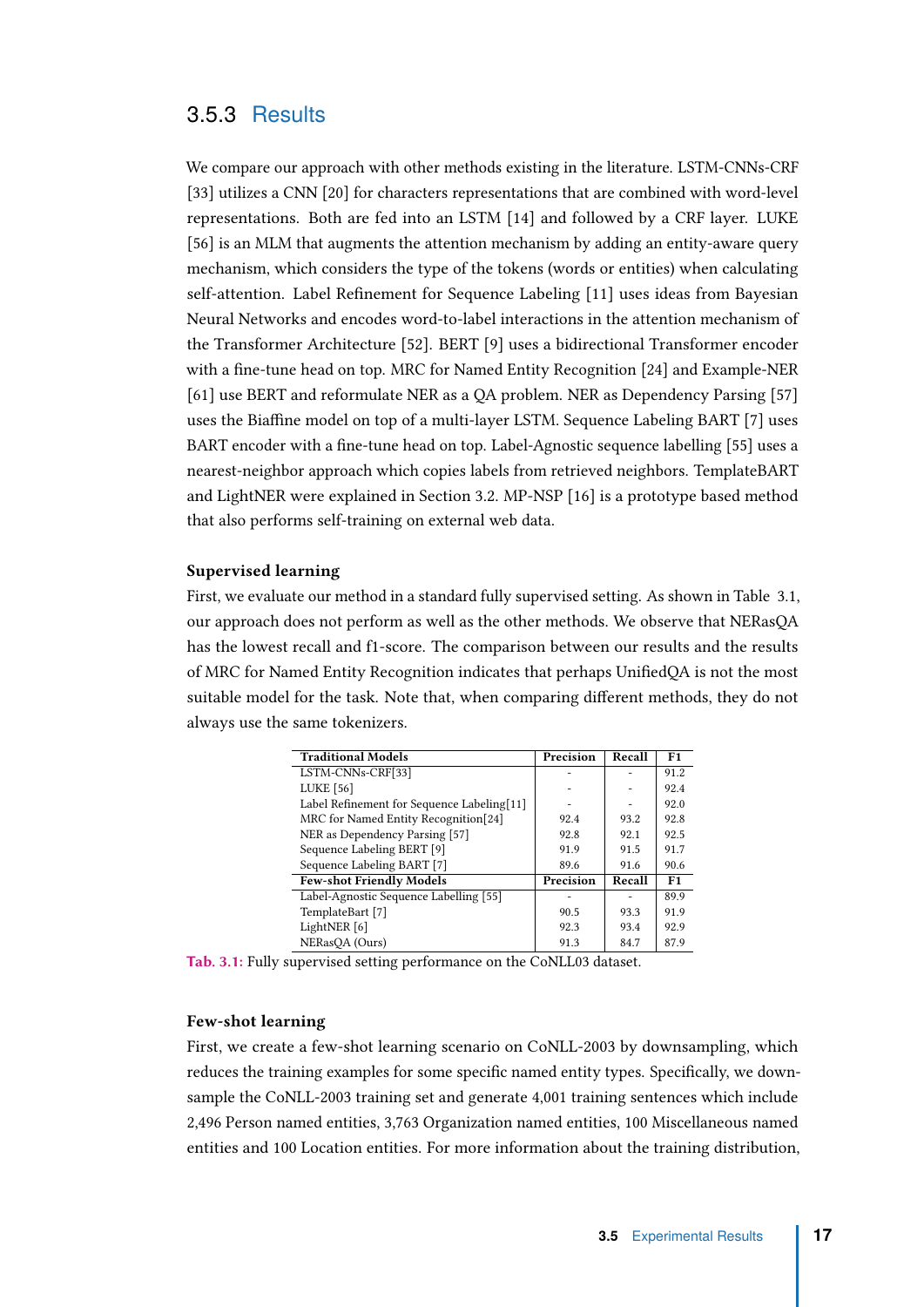### 3.5.3 Results

We compare our approach with other methods existing in the literature. LSTM-CNNs-CRF [33] utilizes a CNN [20] for characters representations that are combined with word-level representations. Both are fed into an LSTM [14] and followed by a CRF layer. LUKE [56] is an MLM that augments the attention mechanism by adding an entity-aware query mechanism, which considers the type of the tokens (words or entities) when calculating self-attention. Label Refinement for Sequence Labeling [11] uses ideas from Bayesian Neural Networks and encodes word-to-label interactions in the attention mechanism of the Transformer Architecture [52]. BERT [9] uses a bidirectional Transformer encoder with a fine-tune head on top. MRC for Named Entity Recognition [24] and Example-NER [61] use BERT and reformulate NER as a QA problem. NER as Dependency Parsing [57] uses the Biaffine model on top of a multi-layer LSTM. Sequence Labeling BART [7] uses BART encoder with a fine-tune head on top. Label-Agnostic sequence labelling [55] uses a nearest-neighbor approach which copies labels from retrieved neighbors. TemplateBART and LightNER were explained in Section 3.2. MP-NSP [16] is a prototype based method that also performs self-training on external web data.

**Supervised learning**

First, we evaluate our method in a standard fully supervised setting. As shown in Table 3.1, our approach does not perform as well as the other methods. We observe that NERasQA has the lowest recall and f1-score. The comparison between our results and the results of MRC for Named Entity Recognition indicates that perhaps UnifiedQA is not the most suitable model for the task. Note that, when comparing different methods, they do not always use the same tokenizers.

| **Traditional Models** | **Precision** | **Recall** | **F1** |
|---|---|---|---|
| LSTM-CNNs-CRF[33] | - | - | 91.2 |
| LUKE [56] | - | - | 92.4 |
| Label Refinement for Sequence Labeling[11] | - | - | 92.0 |
| MRC for Named Entity Recognition[24] | 92.4 | 93.2 | 92.8 |
| NER as Dependency Parsing [57] | 92.8 | 92.1 | 92.5 |
| Sequence Labeling BERT [9] | 91.9 | 91.5 | 91.7 |
| Sequence Labeling BART [7] | 89.6 | 91.6 | 90.6 |
| **Few-shot Friendly Models** | **Precision** | **Recall** | **F1** |
| Label-Agnostic Sequence Labelling [55] | - | - | 89.9 |
| TemplateBart [7] | 90.5 | 93.3 | 91.9 |
| LightNER [6] | 92.3 | 93.4 | 92.9 |
| NERasQA (Ours) | 91.3 | 84.7 | 87.9 |

Tab. 3.1: Fully supervised setting performance on the CoNLL03 dataset.

**Few-shot learning**

First, we create a few-shot learning scenario on CoNLL-2003 by downsampling, which reduces the training examples for some specific named entity types. Specifically, we down-sample the CoNLL-2003 training set and generate 4,001 training sentences which include 2,496 Person named entities, 3,763 Organization named entities, 100 Miscellaneous named entities and 100 Location entities. For more information about the training distribution,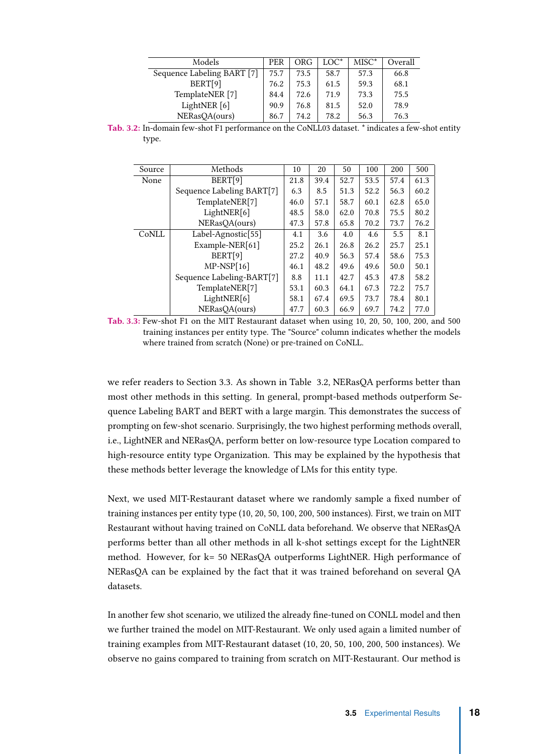| Models | PER | ORG | LOC* | MISC* | Overall |
|---|---|---|---|---|---|
| Sequence Labeling BART [7] | 75.7 | 73.5 | 58.7 | 57.3 | 66.8 |
| BERT[9] | 76.2 | 75.3 | 61.5 | 59.3 | 68.1 |
| TemplateNER [7] | 84.4 | 72.6 | 71.9 | 73.3 | 75.5 |
| LightNER [6] | 90.9 | 76.8 | 81.5 | 52.0 | 78.9 |
| NERasQA(ours) | 86.7 | 74.2 | 78.2 | 56.3 | 76.3 |

**Tab. 3.2:** In-domain few-shot F1 performance on the CoNLL03 dataset. * indicates a few-shot entity type.

| Source | Methods | 10 | 20 | 50 | 100 | 200 | 500 |
|---|---|---|---|---|---|---|---|
| None | BERT[9] | 21.8 | 39.4 | 52.7 | 53.5 | 57.4 | 61.3 |
| | Sequence Labeling BART[7] | 6.3 | 8.5 | 51.3 | 52.2 | 56.3 | 60.2 |
| | TemplateNER[7] | 46.0 | 57.1 | 58.7 | 60.1 | 62.8 | 65.0 |
| | LightNER[6] | 48.5 | 58.0 | 62.0 | 70.8 | 75.5 | 80.2 |
| | NERasQA(ours) | 47.3 | 57.8 | 65.8 | 70.2 | 73.7 | 76.2 |
| CoNLL | Label-Agnostic[55] | 4.1 | 3.6 | 4.0 | 4.6 | 5.5 | 8.1 |
| | Example-NER[61] | 25.2 | 26.1 | 26.8 | 26.2 | 25.7 | 25.1 |
| | BERT[9] | 27.2 | 40.9 | 56.3 | 57.4 | 58.6 | 75.3 |
| | MP-NSP[16] | 46.1 | 48.2 | 49.6 | 49.6 | 50.0 | 50.1 |
| | Sequence Labeling-BART[7] | 8.8 | 11.1 | 42.7 | 45.3 | 47.8 | 58.2 |
| | TemplateNER[7] | 53.1 | 60.3 | 64.1 | 67.3 | 72.2 | 75.7 |
| | LightNER[6] | 58.1 | 67.4 | 69.5 | 73.7 | 78.4 | 80.1 |
| | NERasQA(ours) | 47.7 | 60.3 | 66.9 | 69.7 | 74.2 | 77.0 |

**Tab. 3.3:** Few-shot F1 on the MIT Restaurant dataset when using 10, 20, 50, 100, 200, and 500 training instances per entity type. The "Source" column indicates whether the models where trained from scratch (None) or pre-trained on CoNLL.

we refer readers to Section 3.3. As shown in Table 3.2, NERasQA performs better than most other methods in this setting. In general, prompt-based methods outperform Sequence Labeling BART and BERT with a large margin. This demonstrates the success of prompting on few-shot scenario. Surprisingly, the two highest performing methods overall, i.e., LightNER and NERasQA, perform better on low-resource type Location compared to high-resource entity type Organization. This may be explained by the hypothesis that these methods better leverage the knowledge of LMs for this entity type.

Next, we used MIT-Restaurant dataset where we randomly sample a fixed number of training instances per entity type (10, 20, 50, 100, 200, 500 instances). First, we train on MIT Restaurant without having trained on CoNLL data beforehand. We observe that NERasQA performs better than all other methods in all k-shot settings except for the LightNER method. However, for k= 50 NERasQA outperforms LightNER. High performance of NERasQA can be explained by the fact that it was trained beforehand on several QA datasets.

In another few shot scenario, we utilized the already fine-tuned on CONLL model and then we further trained the model on MIT-Restaurant. We only used again a limited number of training examples from MIT-Restaurant dataset (10, 20, 50, 100, 200, 500 instances). We observe no gains compared to training from scratch on MIT-Restaurant. Our method is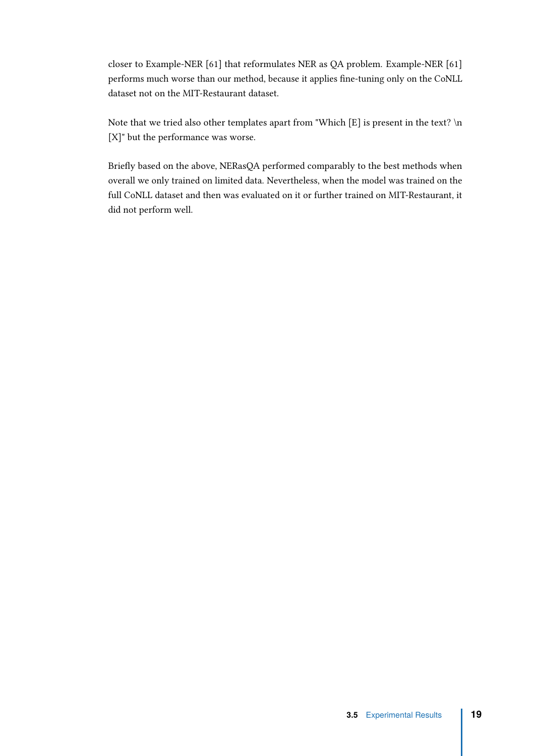closer to Example-NER [61] that reformulates NER as QA problem. Example-NER [61] performs much worse than our method, because it applies fine-tuning only on the CoNLL dataset not on the MIT-Restaurant dataset.

Note that we tried also other templates apart from "Which [E] is present in the text? \n [X]" but the performance was worse.

Briefly based on the above, NERasQA performed comparably to the best methods when overall we only trained on limited data. Nevertheless, when the model was trained on the full CoNLL dataset and then was evaluated on it or further trained on MIT-Restaurant, it did not perform well.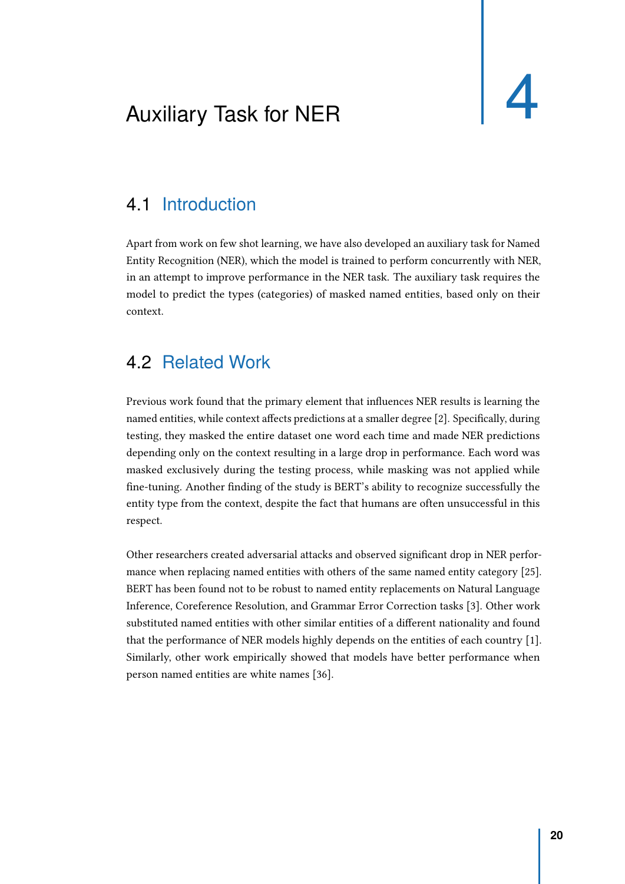# 4 Auxiliary Task for NER

## 4.1 Introduction

Apart from work on few shot learning, we have also developed an auxiliary task for Named Entity Recognition (NER), which the model is trained to perform concurrently with NER, in an attempt to improve performance in the NER task. The auxiliary task requires the model to predict the types (categories) of masked named entities, based only on their context.

## 4.2 Related Work

Previous work found that the primary element that influences NER results is learning the named entities, while context affects predictions at a smaller degree [2]. Specifically, during testing, they masked the entire dataset one word each time and made NER predictions depending only on the context resulting in a large drop in performance. Each word was masked exclusively during the testing process, while masking was not applied while fine-tuning. Another finding of the study is BERT's ability to recognize successfully the entity type from the context, despite the fact that humans are often unsuccessful in this respect.

Other researchers created adversarial attacks and observed significant drop in NER performance when replacing named entities with others of the same named entity category [25]. BERT has been found not to be robust to named entity replacements on Natural Language Inference, Coreference Resolution, and Grammar Error Correction tasks [3]. Other work substituted named entities with other similar entities of a different nationality and found that the performance of NER models highly depends on the entities of each country [1]. Similarly, other work empirically showed that models have better performance when person named entities are white names [36].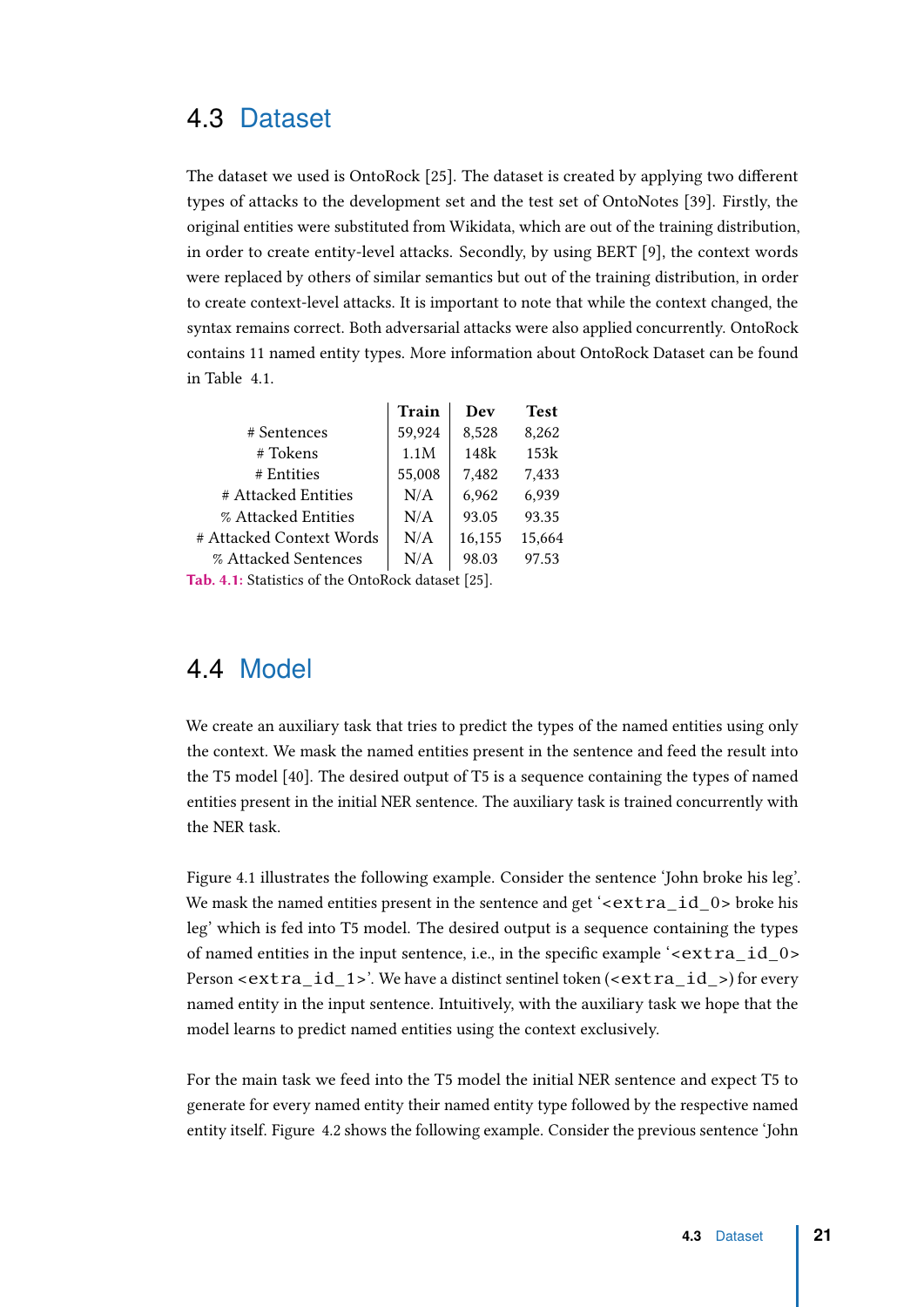## 4.3 Dataset

The dataset we used is OntoRock [25]. The dataset is created by applying two different types of attacks to the development set and the test set of OntoNotes [39]. Firstly, the original entities were substituted from Wikidata, which are out of the training distribution, in order to create entity-level attacks. Secondly, by using BERT [9], the context words were replaced by others of similar semantics but out of the training distribution, in order to create context-level attacks. It is important to note that while the context changed, the syntax remains correct. Both adversarial attacks were also applied concurrently. OntoRock contains 11 named entity types. More information about OntoRock Dataset can be found in Table 4.1.

| | **Train** | **Dev** | **Test** |
|---|---|---|---|
| # Sentences | 59,924 | 8,528 | 8,262 |
| # Tokens | 1.1M | 148k | 153k |
| # Entities | 55,008 | 7,482 | 7,433 |
| # Attacked Entities | N/A | 6,962 | 6,939 |
| % Attacked Entities | N/A | 93.05 | 93.35 |
| # Attacked Context Words | N/A | 16,155 | 15,664 |
| % Attacked Sentences | N/A | 98.03 | 97.53 |

**Tab. 4.1:** Statistics of the OntoRock dataset [25].

## 4.4 Model

We create an auxiliary task that tries to predict the types of the named entities using only the context. We mask the named entities present in the sentence and feed the result into the T5 model [40]. The desired output of T5 is a sequence containing the types of named entities present in the initial NER sentence. The auxiliary task is trained concurrently with the NER task.

Figure 4.1 illustrates the following example. Consider the sentence 'John broke his leg'. We mask the named entities present in the sentence and get '<extra_id_0> broke his leg' which is fed into T5 model. The desired output is a sequence containing the types of named entities in the input sentence, i.e., in the specific example '<extra_id_0> Person <extra_id_1>'. We have a distinct sentinel token (<extra_id_>) for every named entity in the input sentence. Intuitively, with the auxiliary task we hope that the model learns to predict named entities using the context exclusively.

For the main task we feed into the T5 model the initial NER sentence and expect T5 to generate for every named entity their named entity type followed by the respective named entity itself. Figure 4.2 shows the following example. Consider the previous sentence 'John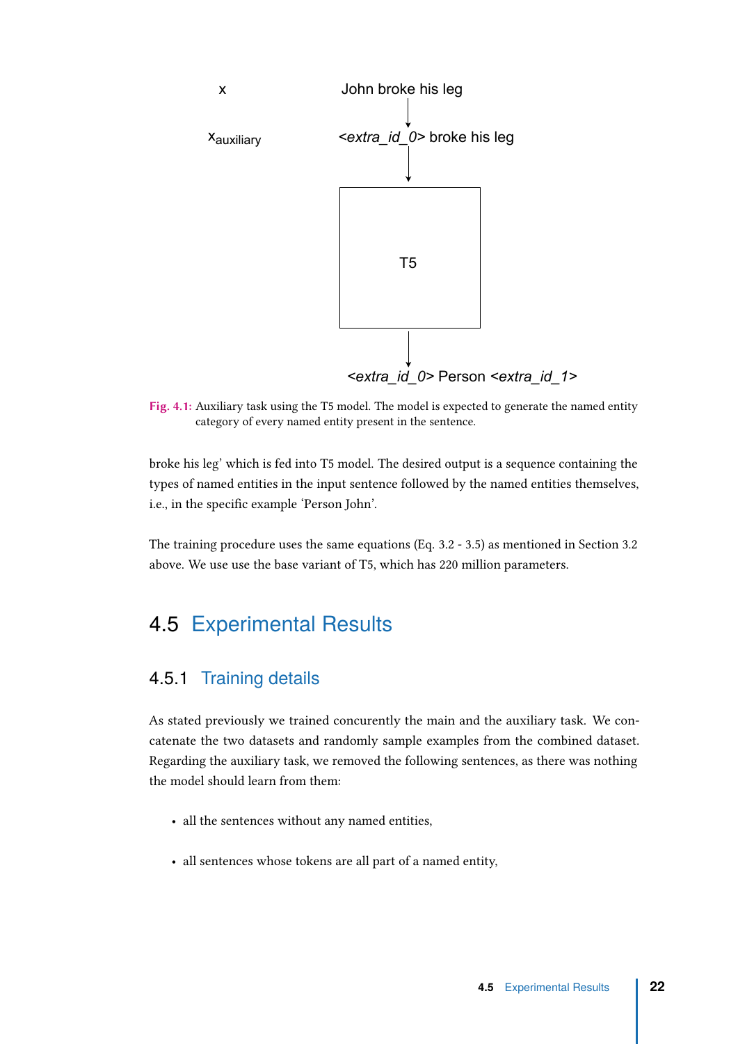x John broke his leg

$x_{auxiliary}$ <*extra_id_0*> broke his leg

T5

<*extra_id_0*> Person <*extra_id_1*>

**Fig. 4.1:** Auxiliary task using the T5 model. The model is expected to generate the named entity category of every named entity present in the sentence.

broke his leg' which is fed into T5 model. The desired output is a sequence containing the types of named entities in the input sentence followed by the named entities themselves, i.e., in the specific example 'Person John'.

The training procedure uses the same equations (Eq. 3.2 - 3.5) as mentioned in Section 3.2 above. We use use the base variant of T5, which has 220 million parameters.

## 4.5 Experimental Results

### 4.5.1 Training details

As stated previously we trained concurently the main and the auxiliary task. We concatenate the two datasets and randomly sample examples from the combined dataset. Regarding the auxiliary task, we removed the following sentences, as there was nothing the model should learn from them:

- all the sentences without any named entities,
- all sentences whose tokens are all part of a named entity,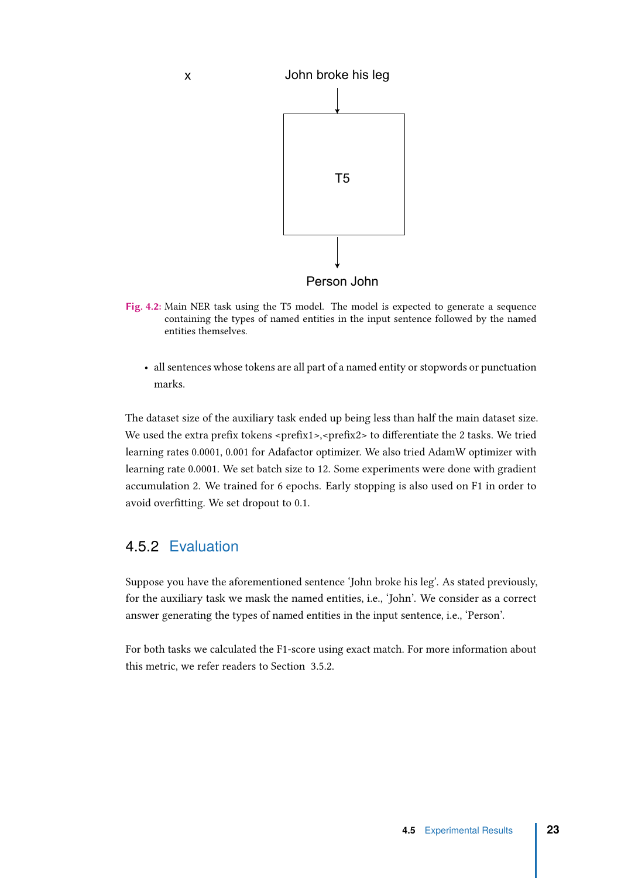x

John broke his leg

T5

Person John

Fig. 4.2: Main NER task using the T5 model. The model is expected to generate a sequence containing the types of named entities in the input sentence followed by the named entities themselves.

- all sentences whose tokens are all part of a named entity or stopwords or punctuation marks.

The dataset size of the auxiliary task ended up being less than half the main dataset size. We used the extra prefix tokens <prefix1>,<prefix2> to differentiate the 2 tasks. We tried learning rates 0.0001, 0.001 for Adafactor optimizer. We also tried AdamW optimizer with learning rate 0.0001. We set batch size to 12. Some experiments were done with gradient accumulation 2. We trained for 6 epochs. Early stopping is also used on F1 in order to avoid overfitting. We set dropout to 0.1.

### 4.5.2 Evaluation

Suppose you have the aforementioned sentence 'John broke his leg'. As stated previously, for the auxiliary task we mask the named entities, i.e., 'John'. We consider as a correct answer generating the types of named entities in the input sentence, i.e., 'Person'.

For both tasks we calculated the F1-score using exact match. For more information about this metric, we refer readers to Section 3.5.2.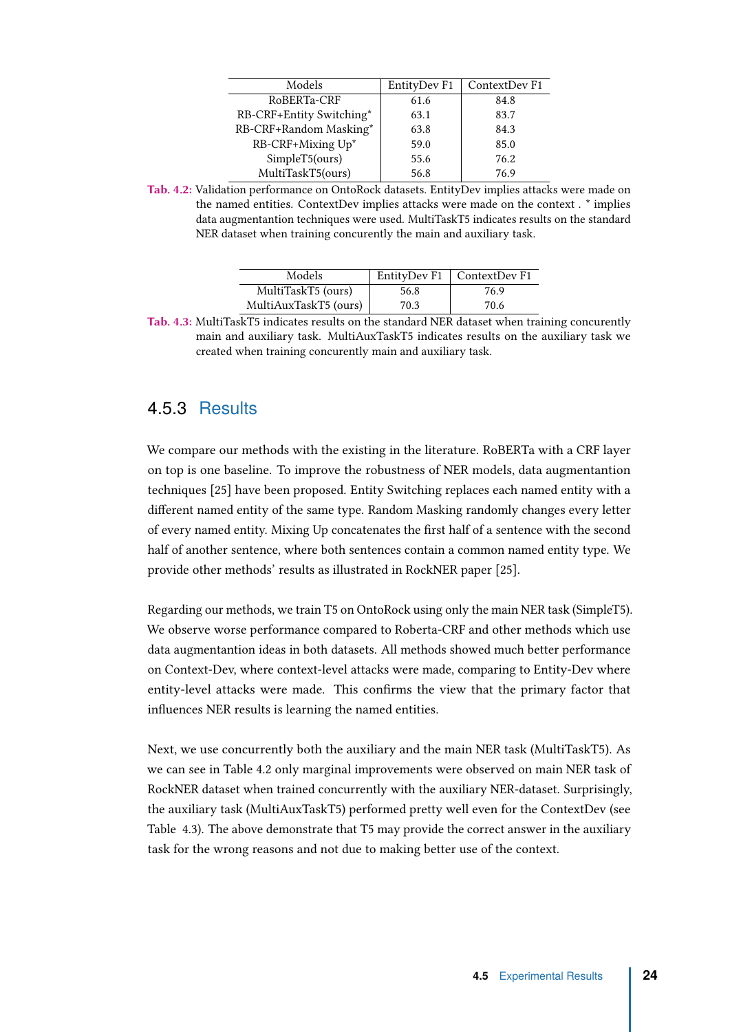| Models | EntityDev F1 | ContextDev F1 |
|---|---|---|
| RoBERTa-CRF | 61.6 | 84.8 |
| RB-CRF+Entity Switching* | 63.1 | 83.7 |
| RB-CRF+Random Masking* | 63.8 | 84.3 |
| RB-CRF+Mixing Up* | 59.0 | 85.0 |
| SimpleT5(ours) | 55.6 | 76.2 |
| MultiTaskT5(ours) | 56.8 | 76.9 |

**Tab. 4.2:** Validation performance on OntoRock datasets. EntityDev implies attacks were made on the named entities. ContextDev implies attacks were made on the context . * implies data augmentantion techniques were used. MultiTaskT5 indicates results on the standard NER dataset when training concurently the main and auxiliary task.

| Models | EntityDev F1 | ContextDev F1 |
|---|---|---|
| MultiTaskT5 (ours) | 56.8 | 76.9 |
| MultiAuxTaskT5 (ours) | 70.3 | 70.6 |

**Tab. 4.3:** MultiTaskT5 indicates results on the standard NER dataset when training concurently main and auxiliary task. MultiAuxTaskT5 indicates results on the auxiliary task we created when training concurently main and auxiliary task.

### 4.5.3 Results

We compare our methods with the existing in the literature. RoBERTa with a CRF layer on top is one baseline. To improve the robustness of NER models, data augmentantion techniques [25] have been proposed. Entity Switching replaces each named entity with a different named entity of the same type. Random Masking randomly changes every letter of every named entity. Mixing Up concatenates the first half of a sentence with the second half of another sentence, where both sentences contain a common named entity type. We provide other methods' results as illustrated in RockNER paper [25].

Regarding our methods, we train T5 on OntoRock using only the main NER task (SimpleT5). We observe worse performance compared to Roberta-CRF and other methods which use data augmentantion ideas in both datasets. All methods showed much better performance on Context-Dev, where context-level attacks were made, comparing to Entity-Dev where entity-level attacks were made. This confirms the view that the primary factor that influences NER results is learning the named entities.

Next, we use concurrently both the auxiliary and the main NER task (MultiTaskT5). As we can see in Table 4.2 only marginal improvements were observed on main NER task of RockNER dataset when trained concurrently with the auxiliary NER-dataset. Surprisingly, the auxiliary task (MultiAuxTaskT5) performed pretty well even for the ContextDev (see Table 4.3). The above demonstrate that T5 may provide the correct answer in the auxiliary task for the wrong reasons and not due to making better use of the context.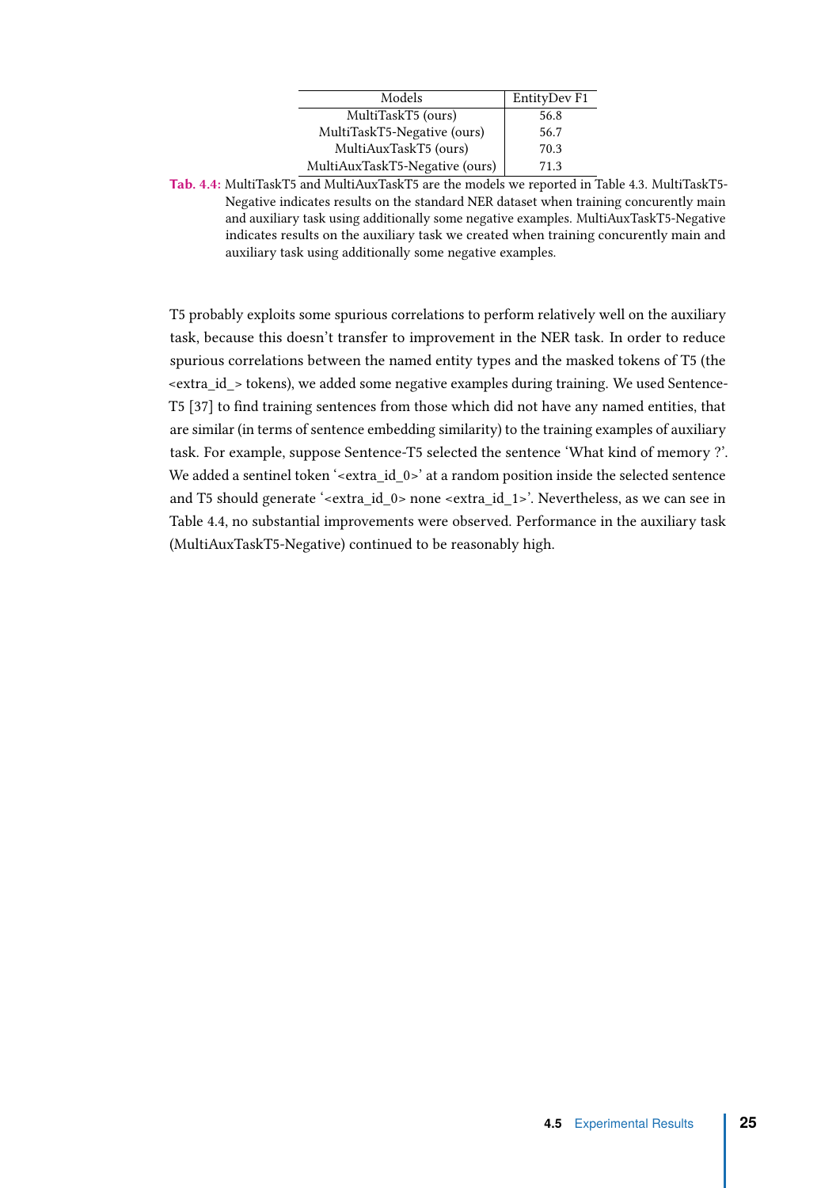| Models | EntityDev F1 |
|---|---|
| MultiTaskT5 (ours) | 56.8 |
| MultiTaskT5-Negative (ours) | 56.7 |
| MultiAuxTaskT5 (ours) | 70.3 |
| MultiAuxTaskT5-Negative (ours) | 71.3 |

**Tab. 4.4:** MultiTaskT5 and MultiAuxTaskT5 are the models we reported in Table 4.3. MultiTaskT5-Negative indicates results on the standard NER dataset when training concurently main and auxiliary task using additionally some negative examples. MultiAuxTaskT5-Negative indicates results on the auxiliary task we created when training concurently main and auxiliary task using additionally some negative examples.

T5 probably exploits some spurious correlations to perform relatively well on the auxiliary task, because this doesn't transfer to improvement in the NER task. In order to reduce spurious correlations between the named entity types and the masked tokens of T5 (the <extra_id_> tokens), we added some negative examples during training. We used Sentence-T5 [37] to find training sentences from those which did not have any named entities, that are similar (in terms of sentence embedding similarity) to the training examples of auxiliary task. For example, suppose Sentence-T5 selected the sentence 'What kind of memory ?'. We added a sentinel token '<extra_id_0>' at a random position inside the selected sentence and T5 should generate '<extra_id_0> none <extra_id_1>'. Nevertheless, as we can see in Table 4.4, no substantial improvements were observed. Performance in the auxiliary task (MultiAuxTaskT5-Negative) continued to be reasonably high.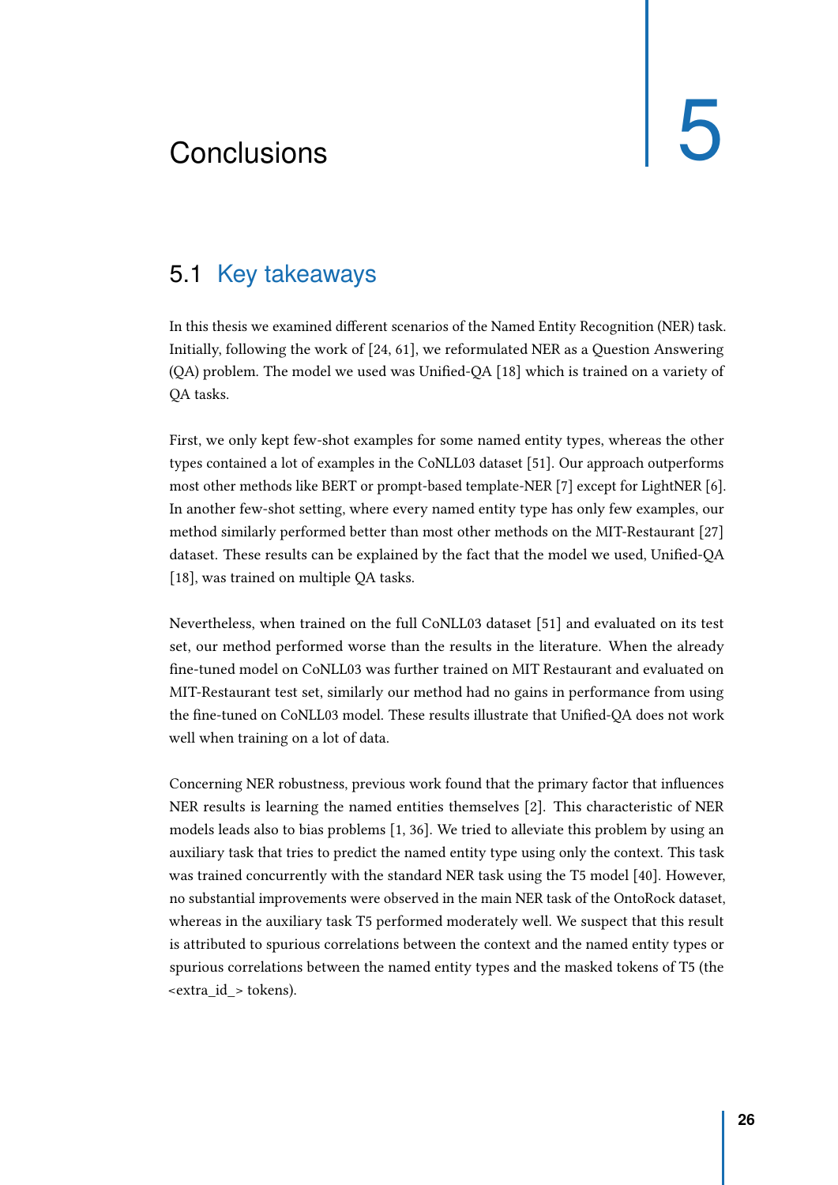# 5 Conclusions

## 5.1 Key takeaways

In this thesis we examined different scenarios of the Named Entity Recognition (NER) task. Initially, following the work of [24, 61], we reformulated NER as a Question Answering (QA) problem. The model we used was Unified-QA [18] which is trained on a variety of QA tasks.

First, we only kept few-shot examples for some named entity types, whereas the other types contained a lot of examples in the CoNLL03 dataset [51]. Our approach outperforms most other methods like BERT or prompt-based template-NER [7] except for LightNER [6]. In another few-shot setting, where every named entity type has only few examples, our method similarly performed better than most other methods on the MIT-Restaurant [27] dataset. These results can be explained by the fact that the model we used, Unified-QA [18], was trained on multiple QA tasks.

Nevertheless, when trained on the full CoNLL03 dataset [51] and evaluated on its test set, our method performed worse than the results in the literature. When the already fine-tuned model on CoNLL03 was further trained on MIT Restaurant and evaluated on MIT-Restaurant test set, similarly our method had no gains in performance from using the fine-tuned on CoNLL03 model. These results illustrate that Unified-QA does not work well when training on a lot of data.

Concerning NER robustness, previous work found that the primary factor that influences NER results is learning the named entities themselves [2]. This characteristic of NER models leads also to bias problems [1, 36]. We tried to alleviate this problem by using an auxiliary task that tries to predict the named entity type using only the context. This task was trained concurrently with the standard NER task using the T5 model [40]. However, no substantial improvements were observed in the main NER task of the OntoRock dataset, whereas in the auxiliary task T5 performed moderately well. We suspect that this result is attributed to spurious correlations between the context and the named entity types or spurious correlations between the named entity types and the masked tokens of T5 (the <extra_id_> tokens).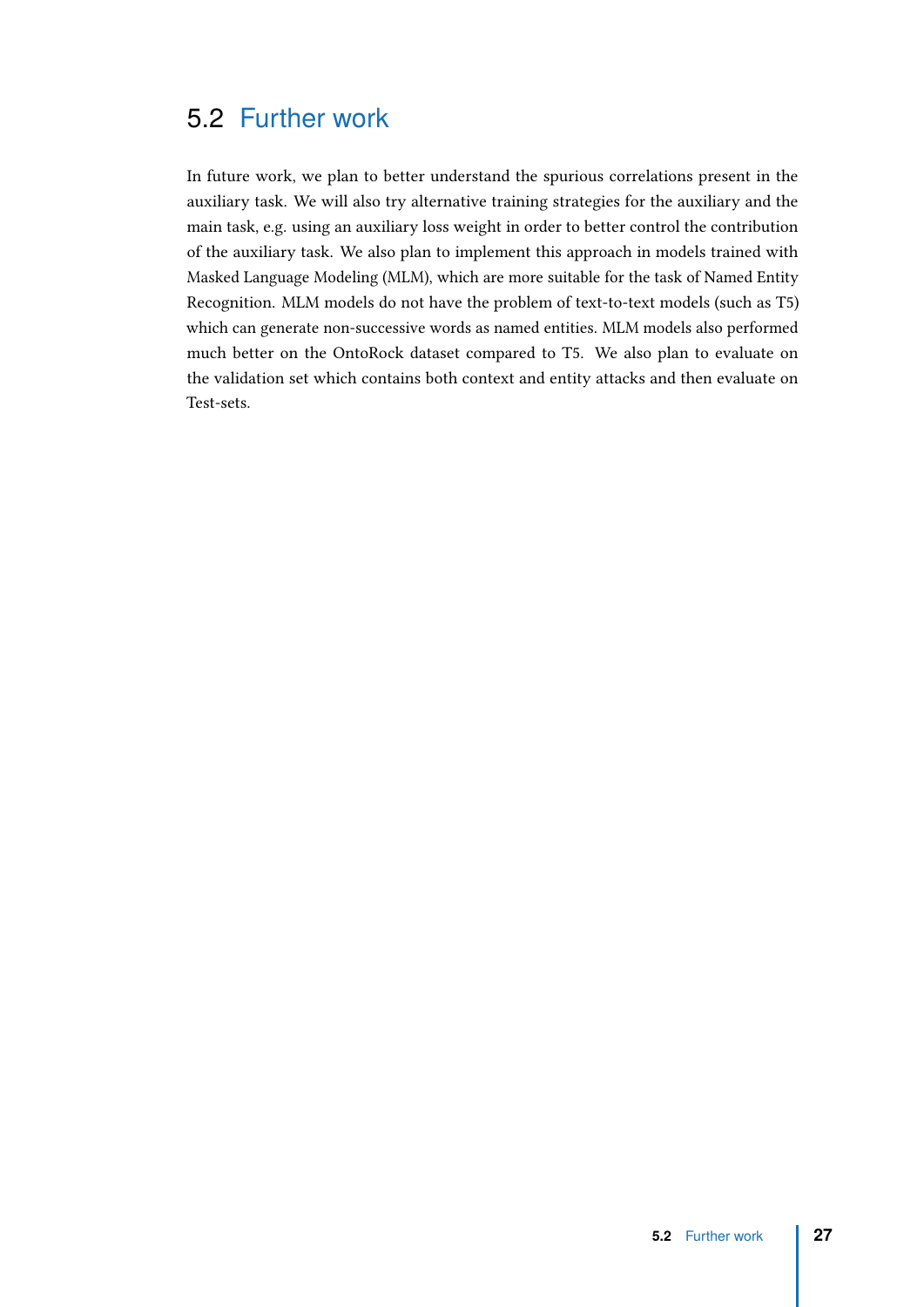## 5.2 Further work

In future work, we plan to better understand the spurious correlations present in the auxiliary task. We will also try alternative training strategies for the auxiliary and the main task, e.g. using an auxiliary loss weight in order to better control the contribution of the auxiliary task. We also plan to implement this approach in models trained with Masked Language Modeling (MLM), which are more suitable for the task of Named Entity Recognition. MLM models do not have the problem of text-to-text models (such as T5) which can generate non-successive words as named entities. MLM models also performed much better on the OntoRock dataset compared to T5. We also plan to evaluate on the validation set which contains both context and entity attacks and then evaluate on Test-sets.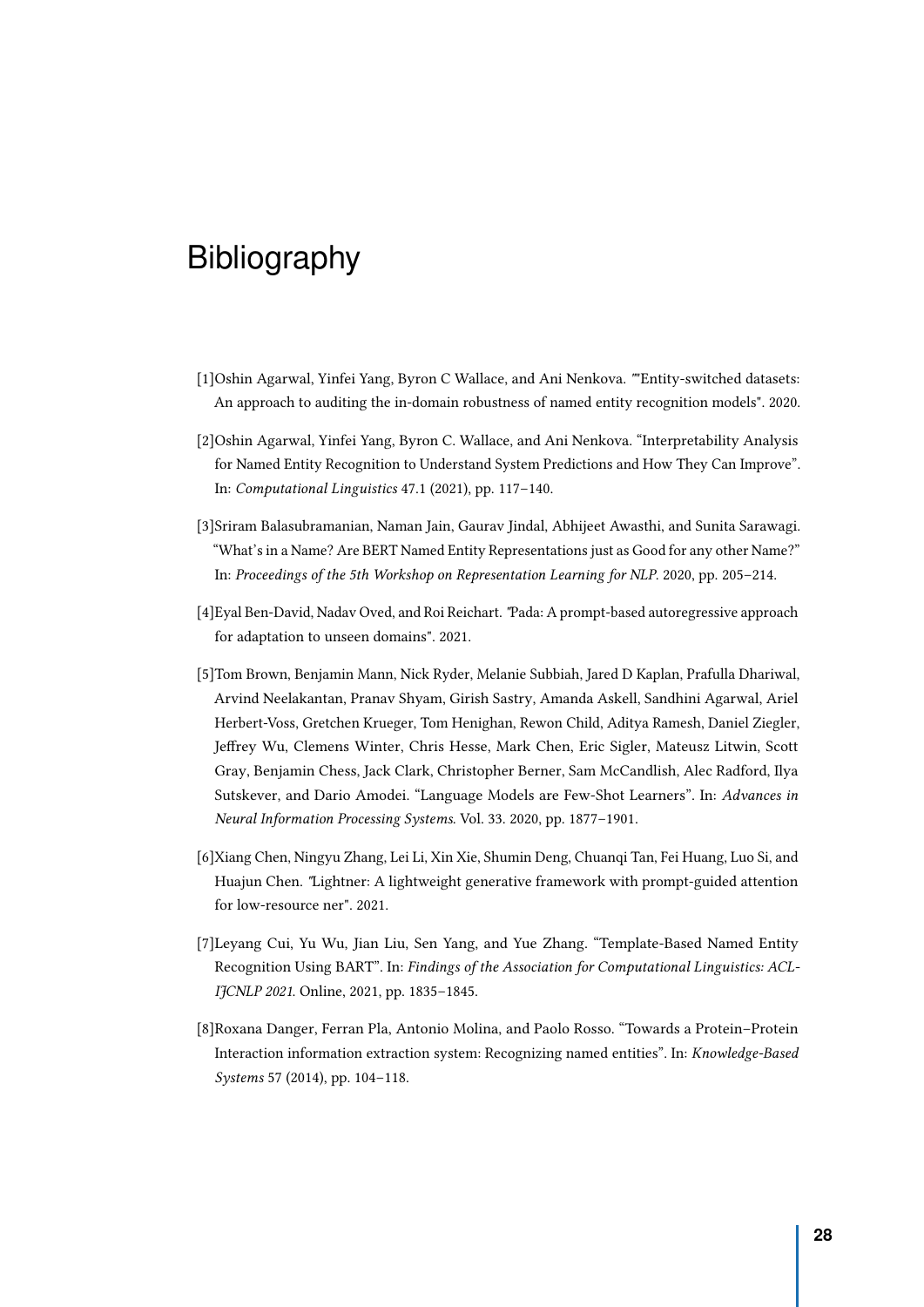# Bibliography

[1]Oshin Agarwal, Yinfei Yang, Byron C Wallace, and Ani Nenkova. ""Entity-switched datasets: An approach to auditing the in-domain robustness of named entity recognition models". 2020.

[2]Oshin Agarwal, Yinfei Yang, Byron C. Wallace, and Ani Nenkova. "Interpretability Analysis for Named Entity Recognition to Understand System Predictions and How They Can Improve". In: *Computational Linguistics* 47.1 (2021), pp. 117–140.

[3]Sriram Balasubramanian, Naman Jain, Gaurav Jindal, Abhijeet Awasthi, and Sunita Sarawagi. "What's in a Name? Are BERT Named Entity Representations just as Good for any other Name?" In: *Proceedings of the 5th Workshop on Representation Learning for NLP*. 2020, pp. 205–214.

[4]Eyal Ben-David, Nadav Oved, and Roi Reichart. "Pada: A prompt-based autoregressive approach for adaptation to unseen domains". 2021.

[5]Tom Brown, Benjamin Mann, Nick Ryder, Melanie Subbiah, Jared D Kaplan, Prafulla Dhariwal, Arvind Neelakantan, Pranav Shyam, Girish Sastry, Amanda Askell, Sandhini Agarwal, Ariel Herbert-Voss, Gretchen Krueger, Tom Henighan, Rewon Child, Aditya Ramesh, Daniel Ziegler, Jeffrey Wu, Clemens Winter, Chris Hesse, Mark Chen, Eric Sigler, Mateusz Litwin, Scott Gray, Benjamin Chess, Jack Clark, Christopher Berner, Sam McCandlish, Alec Radford, Ilya Sutskever, and Dario Amodei. "Language Models are Few-Shot Learners". In: *Advances in Neural Information Processing Systems*. Vol. 33. 2020, pp. 1877–1901.

[6]Xiang Chen, Ningyu Zhang, Lei Li, Xin Xie, Shumin Deng, Chuanqi Tan, Fei Huang, Luo Si, and Huajun Chen. "Lightner: A lightweight generative framework with prompt-guided attention for low-resource ner". 2021.

[7]Leyang Cui, Yu Wu, Jian Liu, Sen Yang, and Yue Zhang. "Template-Based Named Entity Recognition Using BART". In: *Findings of the Association for Computational Linguistics: ACL-IJCNLP 2021*. Online, 2021, pp. 1835–1845.

[8]Roxana Danger, Ferran Pla, Antonio Molina, and Paolo Rosso. "Towards a Protein–Protein Interaction information extraction system: Recognizing named entities". In: *Knowledge-Based Systems* 57 (2014), pp. 104–118.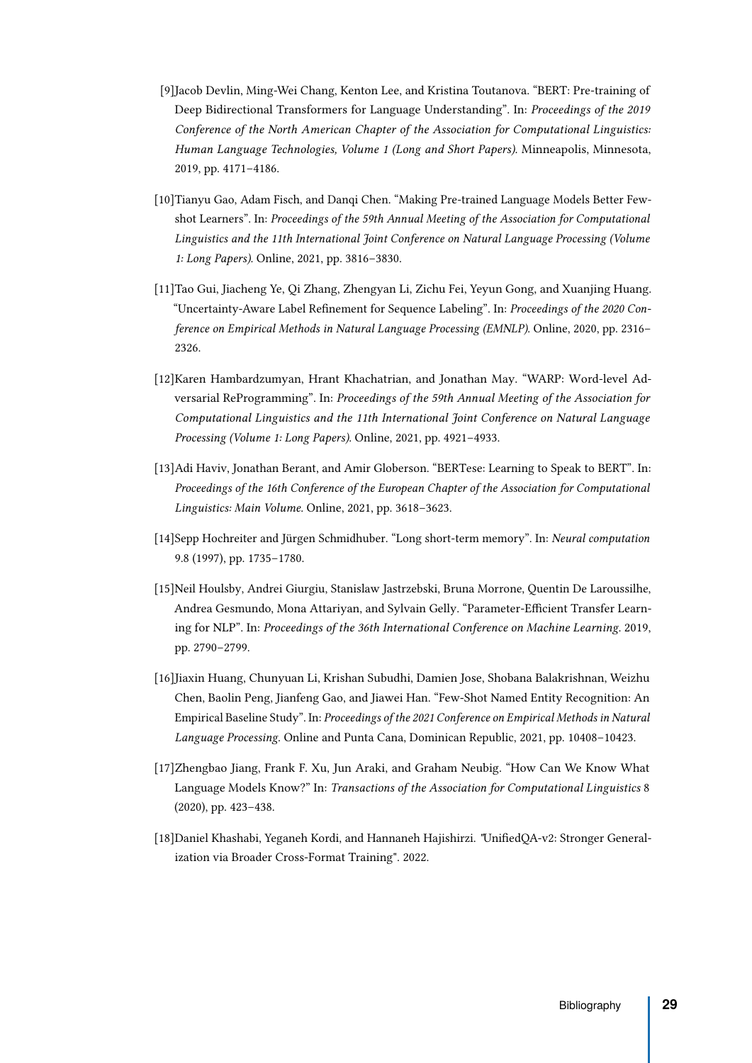[9] Jacob Devlin, Ming-Wei Chang, Kenton Lee, and Kristina Toutanova. "BERT: Pre-training of Deep Bidirectional Transformers for Language Understanding". In: *Proceedings of the 2019 Conference of the North American Chapter of the Association for Computational Linguistics: Human Language Technologies, Volume 1 (Long and Short Papers)*. Minneapolis, Minnesota, 2019, pp. 4171–4186.

[10] Tianyu Gao, Adam Fisch, and Danqi Chen. "Making Pre-trained Language Models Better Few-shot Learners". In: *Proceedings of the 59th Annual Meeting of the Association for Computational Linguistics and the 11th International Joint Conference on Natural Language Processing (Volume 1: Long Papers)*. Online, 2021, pp. 3816–3830.

[11] Tao Gui, Jiacheng Ye, Qi Zhang, Zhengyan Li, Zichu Fei, Yeyun Gong, and Xuanjing Huang. "Uncertainty-Aware Label Refinement for Sequence Labeling". In: *Proceedings of the 2020 Conference on Empirical Methods in Natural Language Processing (EMNLP)*. Online, 2020, pp. 2316–2326.

[12] Karen Hambardzumyan, Hrant Khachatrian, and Jonathan May. "WARP: Word-level Adversarial ReProgramming". In: *Proceedings of the 59th Annual Meeting of the Association for Computational Linguistics and the 11th International Joint Conference on Natural Language Processing (Volume 1: Long Papers)*. Online, 2021, pp. 4921–4933.

[13] Adi Haviv, Jonathan Berant, and Amir Globerson. "BERTese: Learning to Speak to BERT". In: *Proceedings of the 16th Conference of the European Chapter of the Association for Computational Linguistics: Main Volume*. Online, 2021, pp. 3618–3623.

[14] Sepp Hochreiter and Jürgen Schmidhuber. "Long short-term memory". In: *Neural computation* 9.8 (1997), pp. 1735–1780.

[15] Neil Houlsby, Andrei Giurgiu, Stanislaw Jastrzebski, Bruna Morrone, Quentin De Laroussilhe, Andrea Gesmundo, Mona Attariyan, and Sylvain Gelly. "Parameter-Efficient Transfer Learning for NLP". In: *Proceedings of the 36th International Conference on Machine Learning*. 2019, pp. 2790–2799.

[16] Jiaxin Huang, Chunyuan Li, Krishan Subudhi, Damien Jose, Shobana Balakrishnan, Weizhu Chen, Baolin Peng, Jianfeng Gao, and Jiawei Han. "Few-Shot Named Entity Recognition: An Empirical Baseline Study". In: *Proceedings of the 2021 Conference on Empirical Methods in Natural Language Processing*. Online and Punta Cana, Dominican Republic, 2021, pp. 10408–10423.

[17] Zhengbao Jiang, Frank F. Xu, Jun Araki, and Graham Neubig. "How Can We Know What Language Models Know?" In: *Transactions of the Association for Computational Linguistics* 8 (2020), pp. 423–438.

[18] Daniel Khashabi, Yeganeh Kordi, and Hannaneh Hajishirzi. "UnifiedQA-v2: Stronger Generalization via Broader Cross-Format Training". 2022.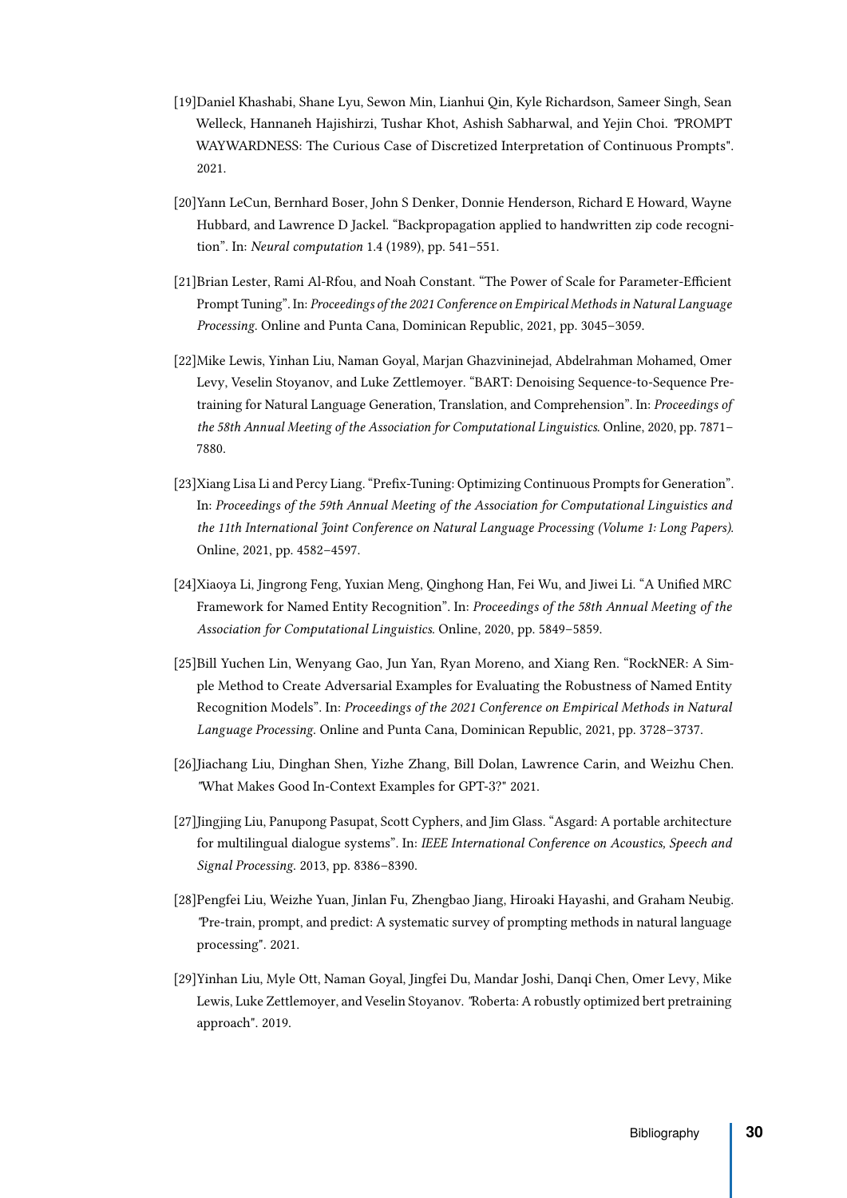[19]Daniel Khashabi, Shane Lyu, Sewon Min, Lianhui Qin, Kyle Richardson, Sameer Singh, Sean Welleck, Hannaneh Hajishirzi, Tushar Khot, Ashish Sabharwal, and Yejin Choi. "PROMPT WAYWARDNESS: The Curious Case of Discretized Interpretation of Continuous Prompts". 2021.

[20]Yann LeCun, Bernhard Boser, John S Denker, Donnie Henderson, Richard E Howard, Wayne Hubbard, and Lawrence D Jackel. "Backpropagation applied to handwritten zip code recognition". In: *Neural computation* 1.4 (1989), pp. 541–551.

[21]Brian Lester, Rami Al-Rfou, and Noah Constant. "The Power of Scale for Parameter-Efficient Prompt Tuning". In: *Proceedings of the 2021 Conference on Empirical Methods in Natural Language Processing*. Online and Punta Cana, Dominican Republic, 2021, pp. 3045–3059.

[22]Mike Lewis, Yinhan Liu, Naman Goyal, Marjan Ghazvininejad, Abdelrahman Mohamed, Omer Levy, Veselin Stoyanov, and Luke Zettlemoyer. "BART: Denoising Sequence-to-Sequence Pre-training for Natural Language Generation, Translation, and Comprehension". In: *Proceedings of the 58th Annual Meeting of the Association for Computational Linguistics*. Online, 2020, pp. 7871–7880.

[23]Xiang Lisa Li and Percy Liang. "Prefix-Tuning: Optimizing Continuous Prompts for Generation". In: *Proceedings of the 59th Annual Meeting of the Association for Computational Linguistics and the 11th International Joint Conference on Natural Language Processing (Volume 1: Long Papers)*. Online, 2021, pp. 4582–4597.

[24]Xiaoya Li, Jingrong Feng, Yuxian Meng, Qinghong Han, Fei Wu, and Jiwei Li. "A Unified MRC Framework for Named Entity Recognition". In: *Proceedings of the 58th Annual Meeting of the Association for Computational Linguistics*. Online, 2020, pp. 5849–5859.

[25]Bill Yuchen Lin, Wenyang Gao, Jun Yan, Ryan Moreno, and Xiang Ren. "RockNER: A Simple Method to Create Adversarial Examples for Evaluating the Robustness of Named Entity Recognition Models". In: *Proceedings of the 2021 Conference on Empirical Methods in Natural Language Processing*. Online and Punta Cana, Dominican Republic, 2021, pp. 3728–3737.

[26]Jiachang Liu, Dinghan Shen, Yizhe Zhang, Bill Dolan, Lawrence Carin, and Weizhu Chen. "What Makes Good In-Context Examples for GPT-3?" 2021.

[27]Jingjing Liu, Panupong Pasupat, Scott Cyphers, and Jim Glass. "Asgard: A portable architecture for multilingual dialogue systems". In: *IEEE International Conference on Acoustics, Speech and Signal Processing*. 2013, pp. 8386–8390.

[28]Pengfei Liu, Weizhe Yuan, Jinlan Fu, Zhengbao Jiang, Hiroaki Hayashi, and Graham Neubig. "Pre-train, prompt, and predict: A systematic survey of prompting methods in natural language processing". 2021.

[29]Yinhan Liu, Myle Ott, Naman Goyal, Jingfei Du, Mandar Joshi, Danqi Chen, Omer Levy, Mike Lewis, Luke Zettlemoyer, and Veselin Stoyanov. "Roberta: A robustly optimized bert pretraining approach". 2019.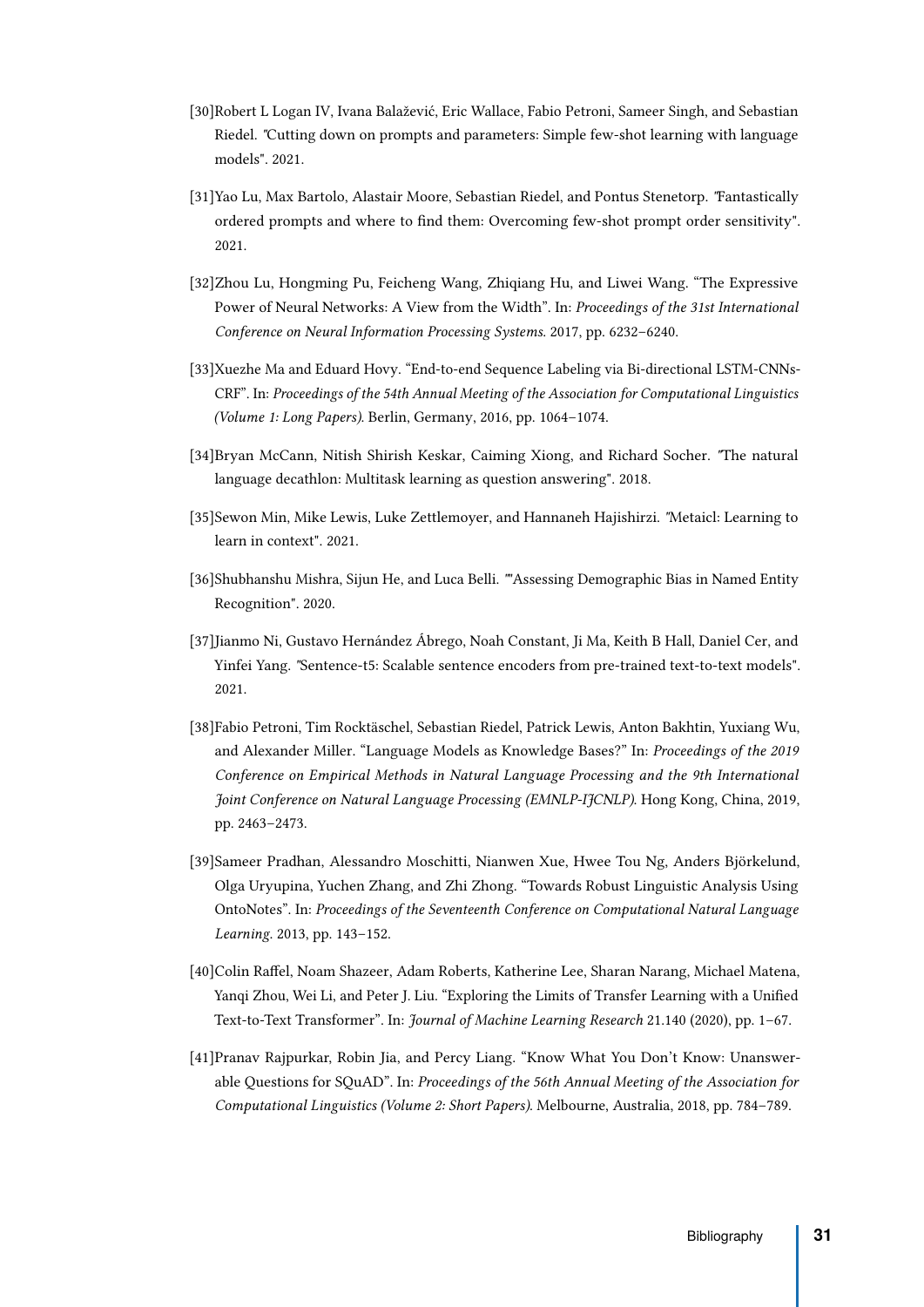[30]Robert L Logan IV, Ivana Balažević, Eric Wallace, Fabio Petroni, Sameer Singh, and Sebastian Riedel. "Cutting down on prompts and parameters: Simple few-shot learning with language models". 2021.

[31]Yao Lu, Max Bartolo, Alastair Moore, Sebastian Riedel, and Pontus Stenetorp. "Fantastically ordered prompts and where to find them: Overcoming few-shot prompt order sensitivity". 2021.

[32]Zhou Lu, Hongming Pu, Feicheng Wang, Zhiqiang Hu, and Liwei Wang. "The Expressive Power of Neural Networks: A View from the Width". In: *Proceedings of the 31st International Conference on Neural Information Processing Systems*. 2017, pp. 6232–6240.

[33]Xuezhe Ma and Eduard Hovy. "End-to-end Sequence Labeling via Bi-directional LSTM-CNNs-CRF". In: *Proceedings of the 54th Annual Meeting of the Association for Computational Linguistics (Volume 1: Long Papers)*. Berlin, Germany, 2016, pp. 1064–1074.

[34]Bryan McCann, Nitish Shirish Keskar, Caiming Xiong, and Richard Socher. "The natural language decathlon: Multitask learning as question answering". 2018.

[35]Sewon Min, Mike Lewis, Luke Zettlemoyer, and Hannaneh Hajishirzi. "Metaicl: Learning to learn in context". 2021.

[36]Shubhanshu Mishra, Sijun He, and Luca Belli. ""Assessing Demographic Bias in Named Entity Recognition". 2020.

[37]Jianmo Ni, Gustavo Hernández Ábrego, Noah Constant, Ji Ma, Keith B Hall, Daniel Cer, and Yinfei Yang. "Sentence-t5: Scalable sentence encoders from pre-trained text-to-text models". 2021.

[38]Fabio Petroni, Tim Rocktäschel, Sebastian Riedel, Patrick Lewis, Anton Bakhtin, Yuxiang Wu, and Alexander Miller. "Language Models as Knowledge Bases?" In: *Proceedings of the 2019 Conference on Empirical Methods in Natural Language Processing and the 9th International Joint Conference on Natural Language Processing (EMNLP-IJCNLP)*. Hong Kong, China, 2019, pp. 2463–2473.

[39]Sameer Pradhan, Alessandro Moschitti, Nianwen Xue, Hwee Tou Ng, Anders Björkelund, Olga Uryupina, Yuchen Zhang, and Zhi Zhong. "Towards Robust Linguistic Analysis Using OntoNotes". In: *Proceedings of the Seventeenth Conference on Computational Natural Language Learning*. 2013, pp. 143–152.

[40]Colin Raffel, Noam Shazeer, Adam Roberts, Katherine Lee, Sharan Narang, Michael Matena, Yanqi Zhou, Wei Li, and Peter J. Liu. "Exploring the Limits of Transfer Learning with a Unified Text-to-Text Transformer". In: *Journal of Machine Learning Research* 21.140 (2020), pp. 1–67.

[41]Pranav Rajpurkar, Robin Jia, and Percy Liang. "Know What You Don't Know: Unanswerable Questions for SQuAD". In: *Proceedings of the 56th Annual Meeting of the Association for Computational Linguistics (Volume 2: Short Papers)*. Melbourne, Australia, 2018, pp. 784–789.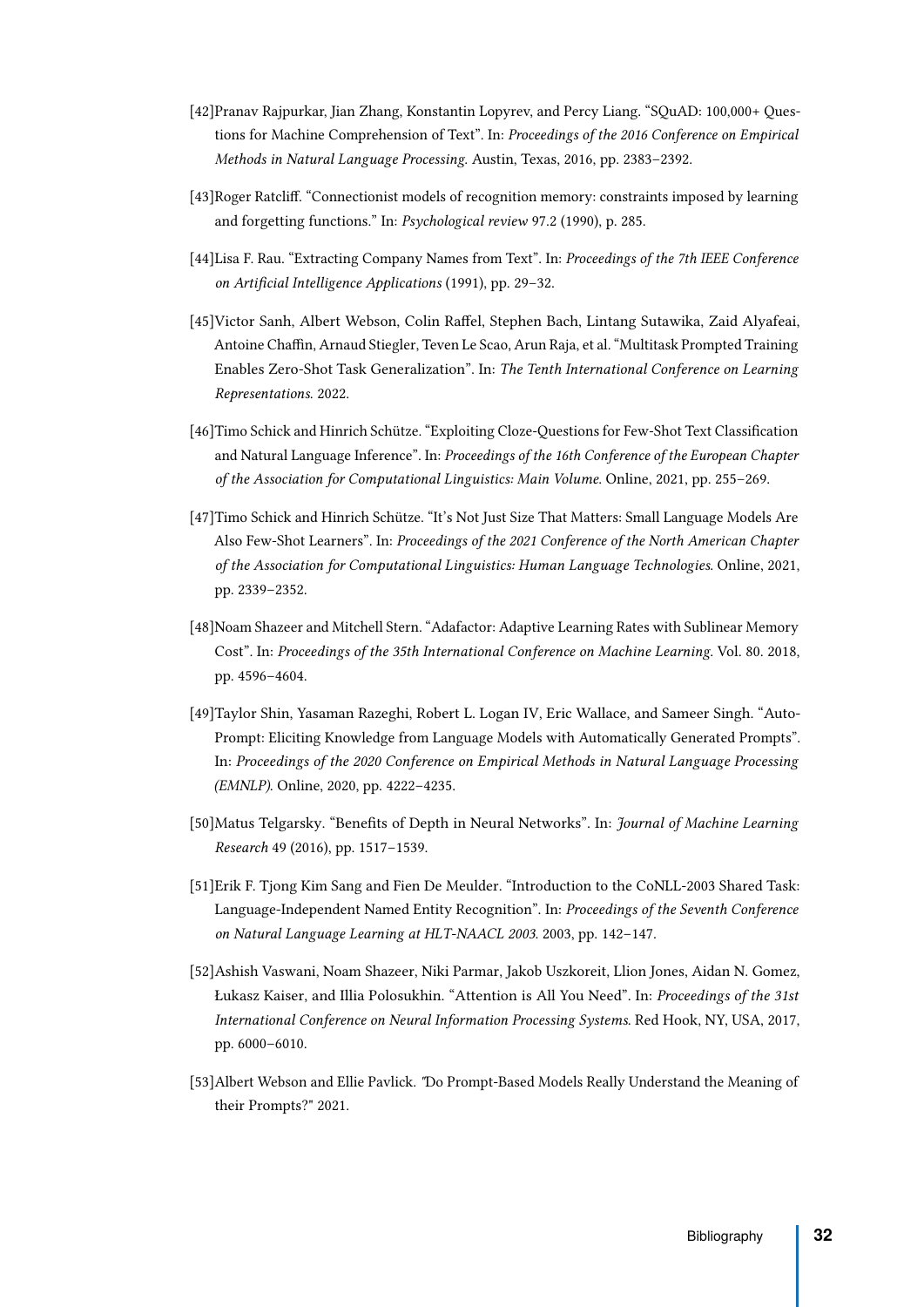[42] Pranav Rajpurkar, Jian Zhang, Konstantin Lopyrev, and Percy Liang. "SQuAD: 100,000+ Questions for Machine Comprehension of Text". In: *Proceedings of the 2016 Conference on Empirical Methods in Natural Language Processing*. Austin, Texas, 2016, pp. 2383–2392.

[43] Roger Ratcliff. "Connectionist models of recognition memory: constraints imposed by learning and forgetting functions." In: *Psychological review* 97.2 (1990), p. 285.

[44] Lisa F. Rau. "Extracting Company Names from Text". In: *Proceedings of the 7th IEEE Conference on Artificial Intelligence Applications* (1991), pp. 29–32.

[45] Victor Sanh, Albert Webson, Colin Raffel, Stephen Bach, Lintang Sutawika, Zaid Alyafeai, Antoine Chaffin, Arnaud Stiegler, Teven Le Scao, Arun Raja, et al. "Multitask Prompted Training Enables Zero-Shot Task Generalization". In: *The Tenth International Conference on Learning Representations*. 2022.

[46] Timo Schick and Hinrich Schütze. "Exploiting Cloze-Questions for Few-Shot Text Classification and Natural Language Inference". In: *Proceedings of the 16th Conference of the European Chapter of the Association for Computational Linguistics: Main Volume*. Online, 2021, pp. 255–269.

[47] Timo Schick and Hinrich Schütze. "It's Not Just Size That Matters: Small Language Models Are Also Few-Shot Learners". In: *Proceedings of the 2021 Conference of the North American Chapter of the Association for Computational Linguistics: Human Language Technologies*. Online, 2021, pp. 2339–2352.

[48] Noam Shazeer and Mitchell Stern. "Adafactor: Adaptive Learning Rates with Sublinear Memory Cost". In: *Proceedings of the 35th International Conference on Machine Learning*. Vol. 80. 2018, pp. 4596–4604.

[49] Taylor Shin, Yasaman Razeghi, Robert L. Logan IV, Eric Wallace, and Sameer Singh. "AutoPrompt: Eliciting Knowledge from Language Models with Automatically Generated Prompts". In: *Proceedings of the 2020 Conference on Empirical Methods in Natural Language Processing (EMNLP)*. Online, 2020, pp. 4222–4235.

[50] Matus Telgarsky. "Benefits of Depth in Neural Networks". In: *Journal of Machine Learning Research* 49 (2016), pp. 1517–1539.

[51] Erik F. Tjong Kim Sang and Fien De Meulder. "Introduction to the CoNLL-2003 Shared Task: Language-Independent Named Entity Recognition". In: *Proceedings of the Seventh Conference on Natural Language Learning at HLT-NAACL 2003*. 2003, pp. 142–147.

[52] Ashish Vaswani, Noam Shazeer, Niki Parmar, Jakob Uszkoreit, Llion Jones, Aidan N. Gomez, Łukasz Kaiser, and Illia Polosukhin. "Attention is All You Need". In: *Proceedings of the 31st International Conference on Neural Information Processing Systems*. Red Hook, NY, USA, 2017, pp. 6000–6010.

[53] Albert Webson and Ellie Pavlick. "Do Prompt-Based Models Really Understand the Meaning of their Prompts?" 2021.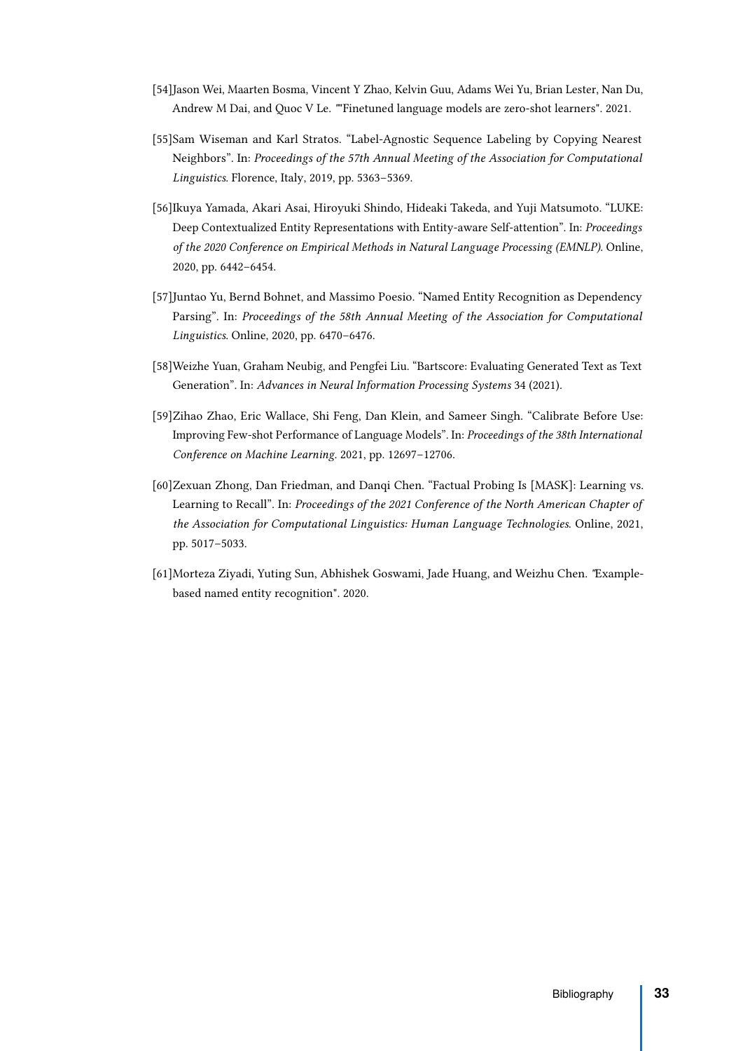[54]Jason Wei, Maarten Bosma, Vincent Y Zhao, Kelvin Guu, Adams Wei Yu, Brian Lester, Nan Du, Andrew M Dai, and Quoc V Le. ""Finetuned language models are zero-shot learners". 2021.

[55]Sam Wiseman and Karl Stratos. "Label-Agnostic Sequence Labeling by Copying Nearest Neighbors". In: *Proceedings of the 57th Annual Meeting of the Association for Computational Linguistics*. Florence, Italy, 2019, pp. 5363–5369.

[56]Ikuya Yamada, Akari Asai, Hiroyuki Shindo, Hideaki Takeda, and Yuji Matsumoto. "LUKE: Deep Contextualized Entity Representations with Entity-aware Self-attention". In: *Proceedings of the 2020 Conference on Empirical Methods in Natural Language Processing (EMNLP)*. Online, 2020, pp. 6442–6454.

[57]Juntao Yu, Bernd Bohnet, and Massimo Poesio. "Named Entity Recognition as Dependency Parsing". In: *Proceedings of the 58th Annual Meeting of the Association for Computational Linguistics*. Online, 2020, pp. 6470–6476.

[58]Weizhe Yuan, Graham Neubig, and Pengfei Liu. "Bartscore: Evaluating Generated Text as Text Generation". In: *Advances in Neural Information Processing Systems* 34 (2021).

[59]Zihao Zhao, Eric Wallace, Shi Feng, Dan Klein, and Sameer Singh. "Calibrate Before Use: Improving Few-shot Performance of Language Models". In: *Proceedings of the 38th International Conference on Machine Learning*. 2021, pp. 12697–12706.

[60]Zexuan Zhong, Dan Friedman, and Danqi Chen. "Factual Probing Is [MASK]: Learning vs. Learning to Recall". In: *Proceedings of the 2021 Conference of the North American Chapter of the Association for Computational Linguistics: Human Language Technologies*. Online, 2021, pp. 5017–5033.

[61]Morteza Ziyadi, Yuting Sun, Abhishek Goswami, Jade Huang, and Weizhu Chen. "Example-based named entity recognition". 2020.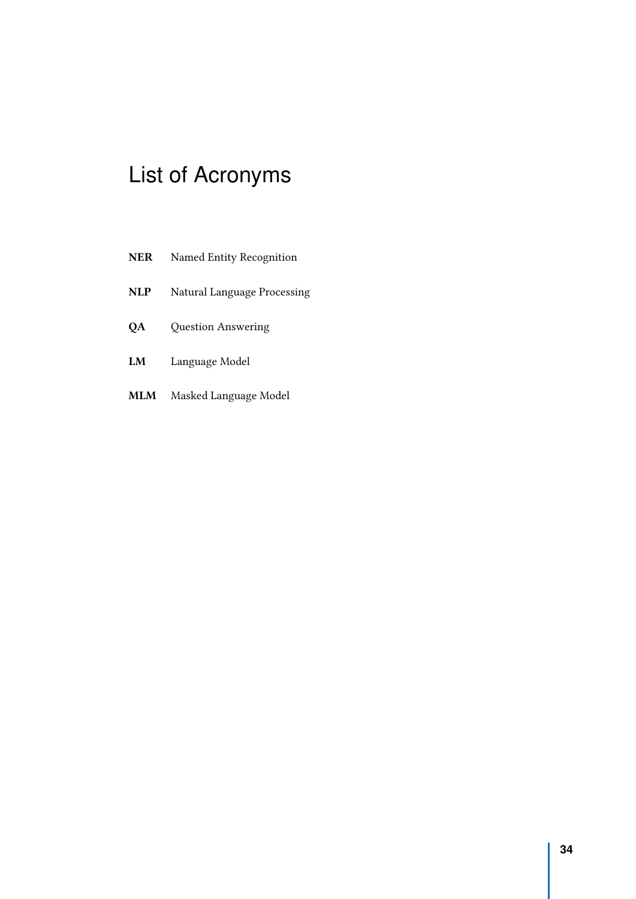# List of Acronyms

**NER** Named Entity Recognition

**NLP** Natural Language Processing

**QA** Question Answering

**LM** Language Model

**MLM** Masked Language Model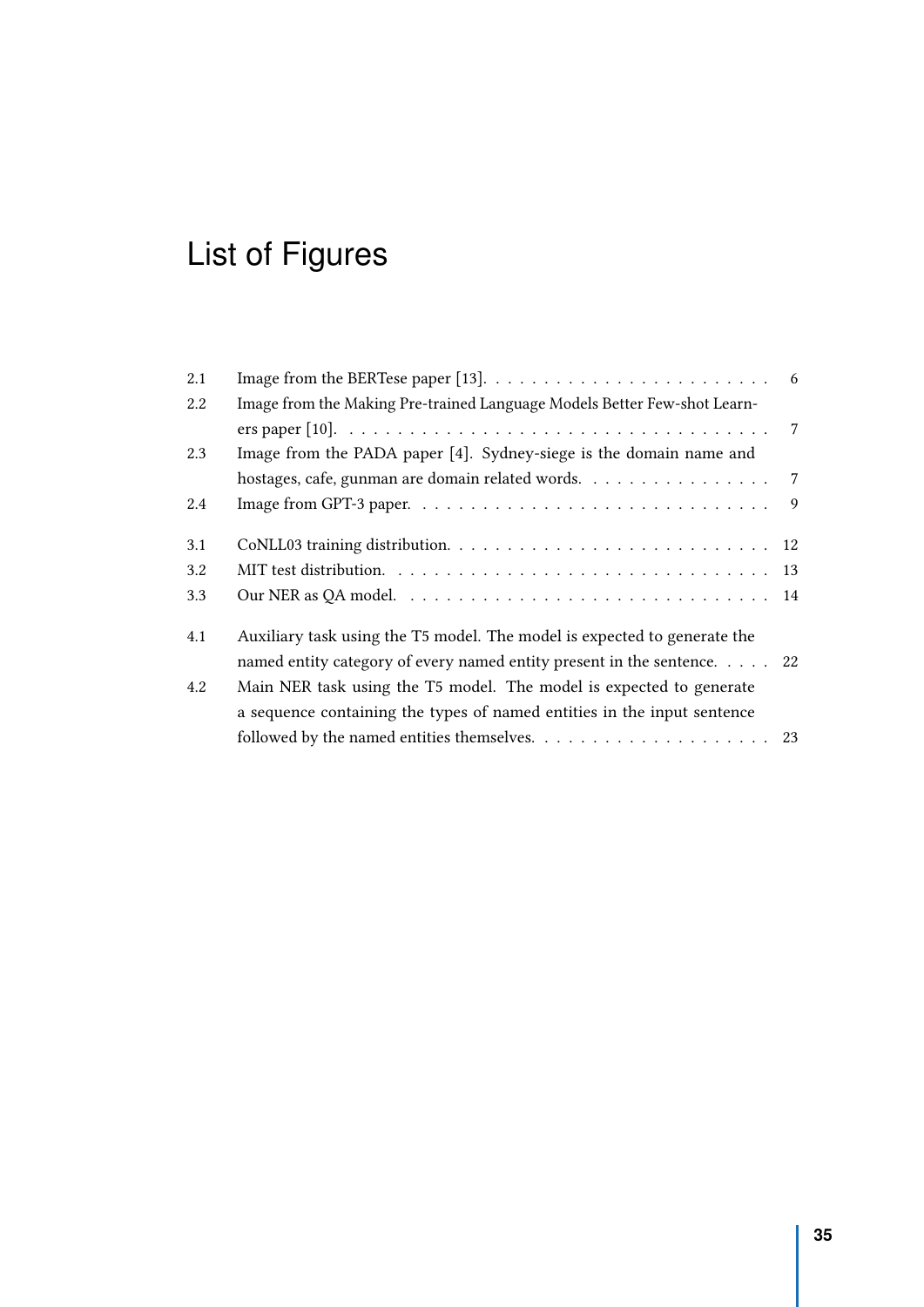# List of Figures

| | | |
|---|---|---|
| 2.1 | Image from the BERTese paper [13]. | 6 |
| 2.2 | Image from the Making Pre-trained Language Models Better Few-shot Learners paper [10]. | 7 |
| 2.3 | Image from the PADA paper [4]. Sydney-siege is the domain name and hostages, cafe, gunman are domain related words. | 7 |
| 2.4 | Image from GPT-3 paper. | 9 |
| 3.1 | CoNLL03 training distribution. | 12 |
| 3.2 | MIT test distribution. | 13 |
| 3.3 | Our NER as QA model. | 14 |
| 4.1 | Auxiliary task using the T5 model. The model is expected to generate the named entity category of every named entity present in the sentence. | 22 |
| 4.2 | Main NER task using the T5 model. The model is expected to generate a sequence containing the types of named entities in the input sentence followed by the named entities themselves. | 23 |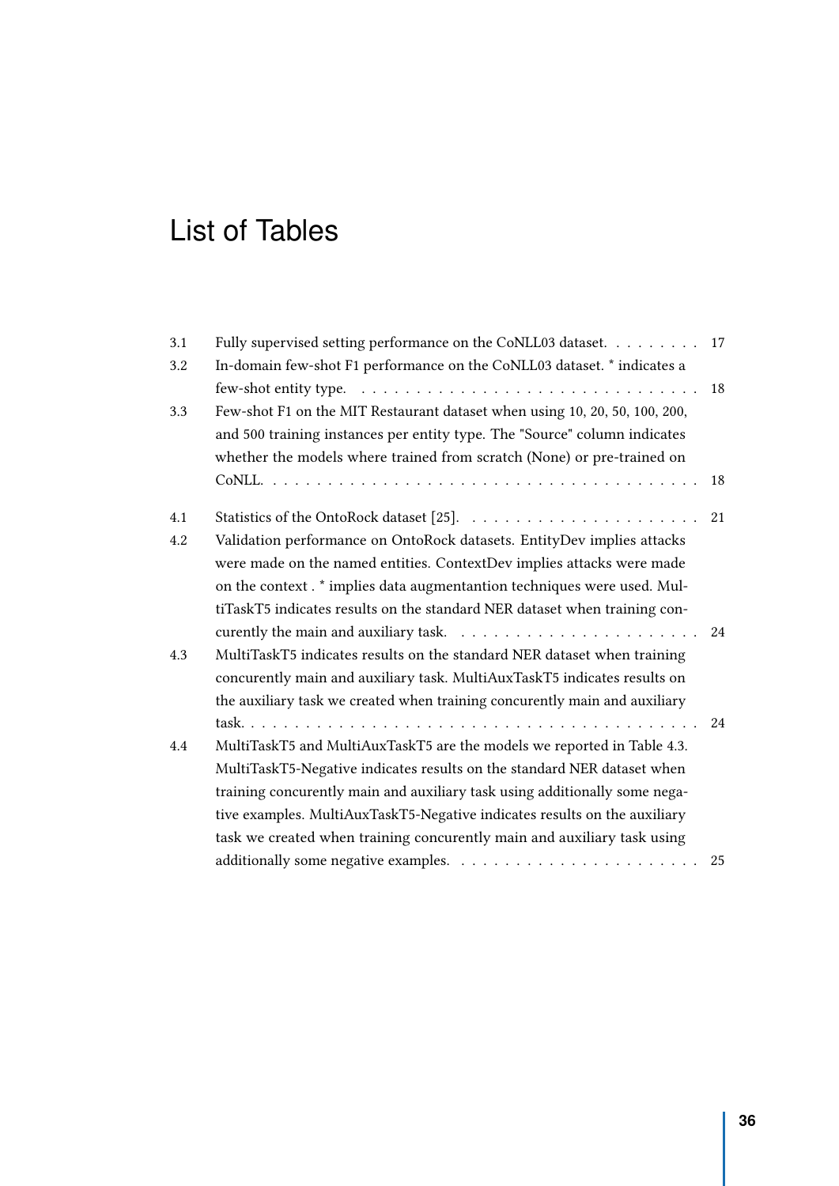# List of Tables

3.1 Fully supervised setting performance on the CoNLL03 dataset. . . . . . . . . 17

3.2 In-domain few-shot F1 performance on the CoNLL03 dataset. * indicates a few-shot entity type. . . . . . . . . . . . . . . . . . . . . . . . . . . . . . . 18

3.3 Few-shot F1 on the MIT Restaurant dataset when using 10, 20, 50, 100, 200, and 500 training instances per entity type. The "Source" column indicates whether the models where trained from scratch (None) or pre-trained on CoNLL. . . . . . . . . . . . . . . . . . . . . . . . . . . . . . . . . . . . . . . 18

4.1 Statistics of the OntoRock dataset [25]. . . . . . . . . . . . . . . . . . . . . . 21

4.2 Validation performance on OntoRock datasets. EntityDev implies attacks were made on the named entities. ContextDev implies attacks were made on the context . * implies data augmentantion techniques were used. MultiTaskT5 indicates results on the standard NER dataset when training concurently the main and auxiliary task. . . . . . . . . . . . . . . . . . . . . . . 24

4.3 MultiTaskT5 indicates results on the standard NER dataset when training concurently main and auxiliary task. MultiAuxTaskT5 indicates results on the auxiliary task we created when training concurently main and auxiliary task. . . . . . . . . . . . . . . . . . . . . . . . . . . . . . . . . . . . . . . . . . 24

4.4 MultiTaskT5 and MultiAuxTaskT5 are the models we reported in Table 4.3. MultiTaskT5-Negative indicates results on the standard NER dataset when training concurently main and auxiliary task using additionally some negative examples. MultiAuxTaskT5-Negative indicates results on the auxiliary task we created when training concurently main and auxiliary task using additionally some negative examples. . . . . . . . . . . . . . . . . . . . . . . 25